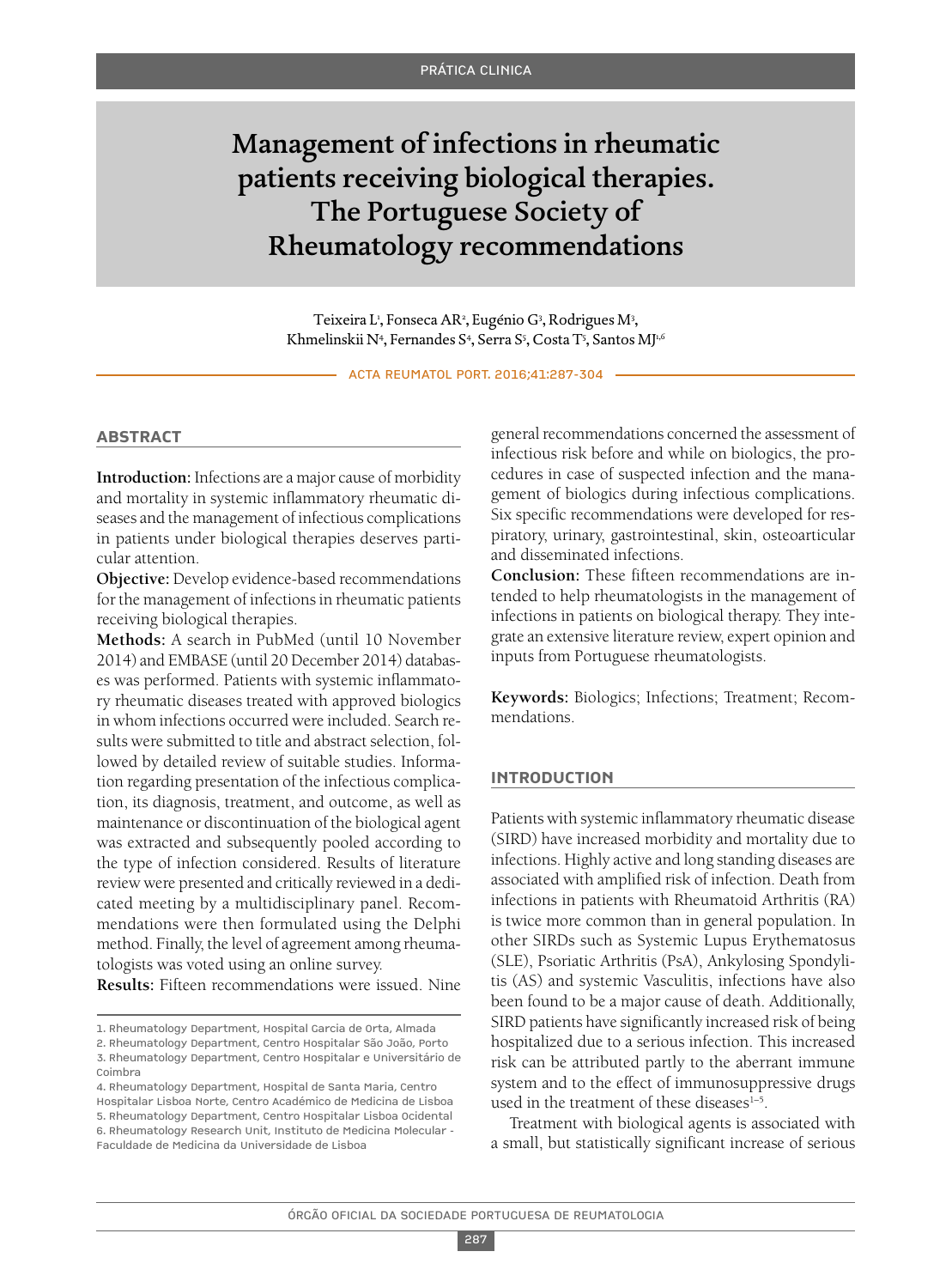# Management of infections in rheumatic patients receiving biological therapies. The Portuguese Society of Rheumatology recommendations

Teixeira L[1], Fonseca AR[2], Eugénio G[3], Rodrigues M[3], Khmelinskii N[4], Fernandes S[4], Serra S[5], Costa T[5], Santos MJ[1,6]

## ABSTRACT

**Introduction:** Infections are a major cause of morbidity and mortality in systemic inflammatory rheumatic diseases and the management of infectious complications in patients under biological therapies deserves particular attention.

**Objective:** Develop evidence-based recommendations for the management of infections in rheumatic patients receiving biological therapies.

**Methods:** A search in PubMed (until 10 November 2014) and EMBASE (until 20 December 2014) databases was performed. Patients with systemic inflammatory rheumatic diseases treated with approved biologics in whom infections occurred were included. Search results were submitted to title and abstract selection, followed by detailed review of suitable studies. Information regarding presentation of the infectious complication, its diagnosis, treatment, and outcome, as well as maintenance or discontinuation of the biological agent was extracted and subsequently pooled according to the type of infection considered. Results of literature review were presented and critically reviewed in a dedicated meeting by a multidisciplinary panel. Recommendations were then formulated using the Delphi method. Finally, the level of agreement among rheumatologists was voted using an online survey.

**Results:** Fifteen recommendations were issued. Nine general recommendations concerned the assessment of infectious risk before and while on biologics, the procedures in case of suspected infection and the management of biologics during infectious complications. Six specific recommendations were developed for respiratory, urinary, gastrointestinal, skin, osteoarticular and disseminated infections.

**Conclusion:** These fifteen recommendations are intended to help rheumatologists in the management of infections in patients on biological therapy. They integrate an extensive literature review, expert opinion and inputs from Portuguese rheumatologists.

**Keywords:** Biologics; Infections; Treatment; Recommendations.

1. Rheumatology Department, Hospital Garcia de Orta, Almada
2. Rheumatology Department, Centro Hospitalar São João, Porto
3. Rheumatology Department, Centro Hospitalar e Universitário de Coimbra
4. Rheumatology Department, Hospital de Santa Maria, Centro Hospitalar Lisboa Norte, Centro Académico de Medicina de Lisboa
5. Rheumatology Department, Centro Hospitalar Lisboa Ocidental
6. Rheumatology Research Unit, Instituto de Medicina Molecular - Faculdade de Medicina da Universidade de Lisboa

## INTRODUCTION

Patients with systemic inflammatory rheumatic disease (SIRD) have increased morbidity and mortality due to infections. Highly active and long standing diseases are associated with amplified risk of infection. Death from infections in patients with Rheumatoid Arthritis (RA) is twice more common than in general population. In other SIRDs such as Systemic Lupus Erythematosus (SLE), Psoriatic Arthritis (PsA), Ankylosing Spondylitis (AS) and systemic Vasculitis, infections have also been found to be a major cause of death. Additionally, SIRD patients have significantly increased risk of being hospitalized due to a serious infection. This increased risk can be attributed partly to the aberrant immune system and to the effect of immunosuppressive drugs used in the treatment of these diseases[1–5].

Treatment with biological agents is associated with a small, but statistically significant increase of serious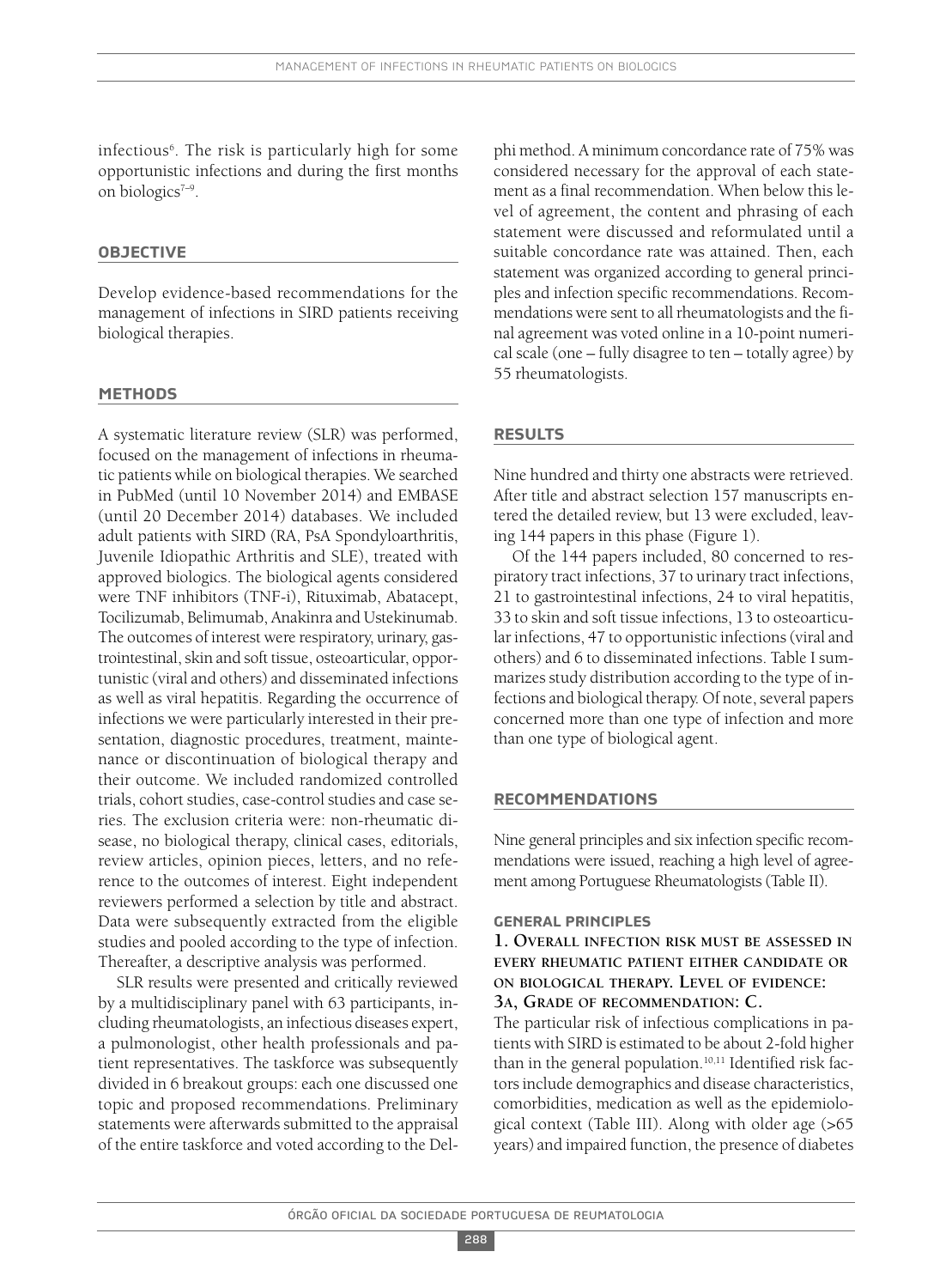infectious[6]. The risk is particularly high for some opportunistic infections and during the first months on biologics[7–9].

## OBJECTIVE

Develop evidence-based recommendations for the management of infections in SIRD patients receiving biological therapies.

## METHODS

A systematic literature review (SLR) was performed, focused on the management of infections in rheumatic patients while on biological therapies. We searched in PubMed (until 10 November 2014) and EMBASE (until 20 December 2014) databases. We included adult patients with SIRD (RA, PsA Spondyloarthritis, Juvenile Idiopathic Arthritis and SLE), treated with approved biologics. The biological agents considered were TNF inhibitors (TNF-i), Rituximab, Abatacept, Tocilizumab, Belimumab, Anakinra and Ustekinumab. The outcomes of interest were respiratory, urinary, gastrointestinal, skin and soft tissue, osteoarticular, opportunistic (viral and others) and disseminated infections as well as viral hepatitis. Regarding the occurrence of infections we were particularly interested in their presentation, diagnostic procedures, treatment, maintenance or discontinuation of biological therapy and their outcome. We included randomized controlled trials, cohort studies, case-control studies and case series. The exclusion criteria were: non-rheumatic disease, no biological therapy, clinical cases, editorials, review articles, opinion pieces, letters, and no reference to the outcomes of interest. Eight independent reviewers performed a selection by title and abstract. Data were subsequently extracted from the eligible studies and pooled according to the type of infection. Thereafter, a descriptive analysis was performed.

SLR results were presented and critically reviewed by a multidisciplinary panel with 63 participants, including rheumatologists, an infectious diseases expert, a pulmonologist, other health professionals and patient representatives. The taskforce was subsequently divided in 6 breakout groups: each one discussed one topic and proposed recommendations. Preliminary statements were afterwards submitted to the appraisal of the entire taskforce and voted according to the Delphi method. A minimum concordance rate of 75% was considered necessary for the approval of each statement as a final recommendation. When below this level of agreement, the content and phrasing of each statement were discussed and reformulated until a suitable concordance rate was attained. Then, each statement was organized according to general principles and infection specific recommendations. Recommendations were sent to all rheumatologists and the final agreement was voted online in a 10-point numerical scale (one – fully disagree to ten – totally agree) by 55 rheumatologists.

## RESULTS

Nine hundred and thirty one abstracts were retrieved. After title and abstract selection 157 manuscripts entered the detailed review, but 13 were excluded, leaving 144 papers in this phase (Figure 1).

Of the 144 papers included, 80 concerned to respiratory tract infections, 37 to urinary tract infections, 21 to gastrointestinal infections, 24 to viral hepatitis, 33 to skin and soft tissue infections, 13 to osteoarticular infections, 47 to opportunistic infections (viral and others) and 6 to disseminated infections. Table I summarizes study distribution according to the type of infections and biological therapy. Of note, several papers concerned more than one type of infection and more than one type of biological agent.

## RECOMMENDATIONS

Nine general principles and six infection specific recommendations were issued, reaching a high level of agreement among Portuguese Rheumatologists (Table II).

### GENERAL PRINCIPLES

**1. Overall infection risk must be assessed in every rheumatic patient either candidate or on biological therapy. Level of evidence: 3a, Grade of recommendation: C.**

The particular risk of infectious complications in patients with SIRD is estimated to be about 2-fold higher than in the general population.[10,11] Identified risk factors include demographics and disease characteristics, comorbidities, medication as well as the epidemiological context (Table III). Along with older age (>65 years) and impaired function, the presence of diabetes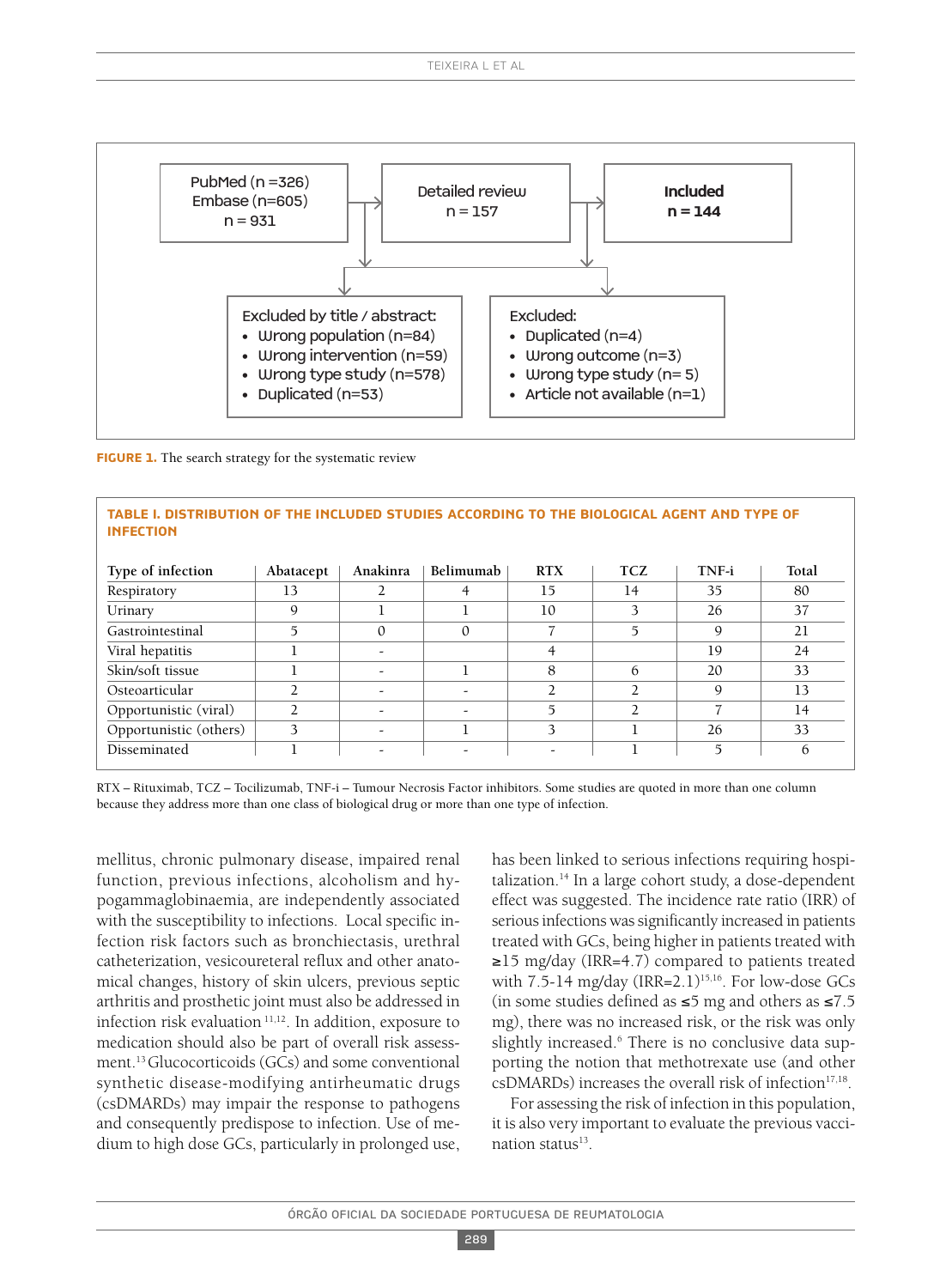PubMed (n =326)
Embase (n=605)
n = 931

Detailed review
n = 157

**Included**
**n = 144**

Excluded by title / abstract:
- Wrong population (n=84)
- Wrong intervention (n=59)
- Wrong type study (n=578)
- Duplicated (n=53)

Excluded:
- Duplicated (n=4)
- Wrong outcome (n=3)
- Wrong type study (n= 5)
- Article not available (n=1)

**FIGURE 1.** The search strategy for the systematic review

**TABLE I. DISTRIBUTION OF THE INCLUDED STUDIES ACCORDING TO THE BIOLOGICAL AGENT AND TYPE OF INFECTION**

| Type of infection | Abatacept | Anakinra | Belimumab | RTX | TCZ | TNF-i | Total |
|---|---|---|---|---|---|---|---|
| Respiratory | 13 | 2 | 4 | 15 | 14 | 35 | 80 |
| Urinary | 9 | 1 | 1 | 10 | 3 | 26 | 37 |
| Gastrointestinal | 5 | 0 | 0 | 7 | 5 | 9 | 21 |
| Viral hepatitis | 1 | - | | 4 | | 19 | 24 |
| Skin/soft tissue | 1 | - | 1 | 8 | 6 | 20 | 33 |
| Osteoarticular | 2 | - | - | 2 | 2 | 9 | 13 |
| Opportunistic (viral) | 2 | - | - | 5 | 2 | 7 | 14 |
| Opportunistic (others) | 3 | - | 1 | 3 | 1 | 26 | 33 |
| Disseminated | 1 | - | - | - | 1 | 5 | 6 |

RTX – Rituximab, TCZ – Tocilizumab, TNF-i – Tumour Necrosis Factor inhibitors. Some studies are quoted in more than one column because they address more than one class of biological drug or more than one type of infection.

mellitus, chronic pulmonary disease, impaired renal function, previous infections, alcoholism and hypogammaglobinaemia, are independently associated with the susceptibility to infections. Local specific infection risk factors such as bronchiectasis, urethral catheterization, vesicoureteral reflux and other anatomical changes, history of skin ulcers, previous septic arthritis and prosthetic joint must also be addressed in infection risk evaluation[11,12]. In addition, exposure to medication should also be part of overall risk assessment.[13] Glucocorticoids (GCs) and some conventional synthetic disease-modifying antirheumatic drugs (csDMARDs) may impair the response to pathogens and consequently predispose to infection. Use of medium to high dose GCs, particularly in prolonged use, has been linked to serious infections requiring hospitalization.[14] In a large cohort study, a dose-dependent effect was suggested. The incidence rate ratio (IRR) of serious infections was significantly increased in patients treated with GCs, being higher in patients treated with ≥15 mg/day (IRR=4.7) compared to patients treated with 7.5-14 mg/day (IRR=2.1)[15,16]. For low-dose GCs (in some studies defined as ≤5 mg and others as ≤7.5 mg), there was no increased risk, or the risk was only slightly increased.[6] There is no conclusive data supporting the notion that methotrexate use (and other csDMARDs) increases the overall risk of infection[17,18].

For assessing the risk of infection in this population, it is also very important to evaluate the previous vaccination status[13].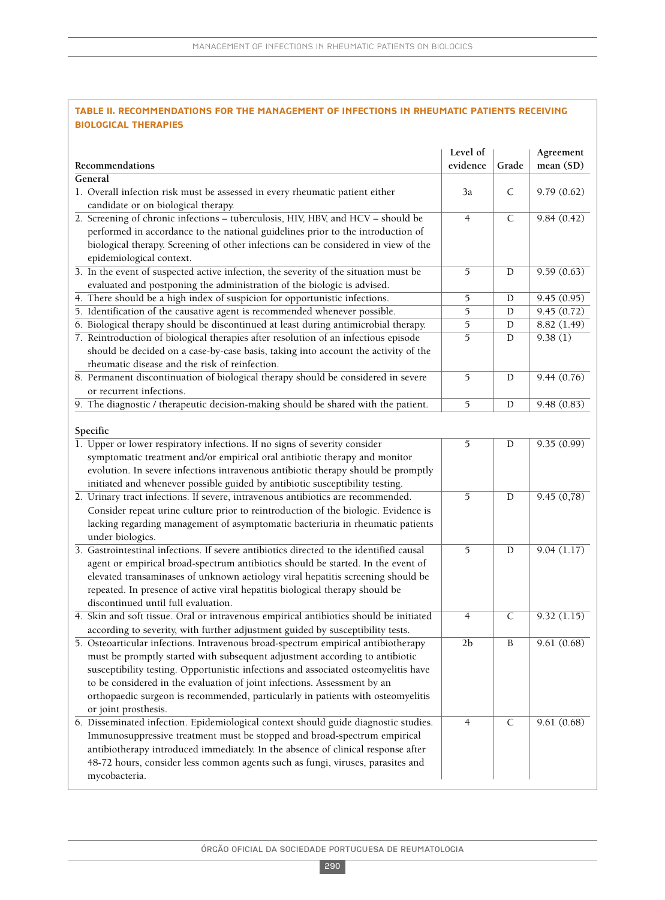**TABLE II. RECOMMENDATIONS FOR THE MANAGEMENT OF INFECTIONS IN RHEUMATIC PATIENTS RECEIVING BIOLOGICAL THERAPIES**

| Recommendations | Level of evidence | Grade | Agreement mean (SD) |
|---|---|---|---|
| **General** | | | |
| 1. Overall infection risk must be assessed in every rheumatic patient either candidate or on biological therapy. | 3a | C | 9.79 (0.62) |
| 2. Screening of chronic infections – tuberculosis, HIV, HBV, and HCV – should be performed in accordance to the national guidelines prior to the introduction of biological therapy. Screening of other infections can be considered in view of the epidemiological context. | 4 | C | 9.84 (0.42) |
| 3. In the event of suspected active infection, the severity of the situation must be evaluated and postponing the administration of the biologic is advised. | 5 | D | 9.59 (0.63) |
| 4. There should be a high index of suspicion for opportunistic infections. | 5 | D | 9.45 (0.95) |
| 5. Identification of the causative agent is recommended whenever possible. | 5 | D | 9.45 (0.72) |
| 6. Biological therapy should be discontinued at least during antimicrobial therapy. | 5 | D | 8.82 (1.49) |
| 7. Reintroduction of biological therapies after resolution of an infectious episode should be decided on a case-by-case basis, taking into account the activity of the rheumatic disease and the risk of reinfection. | 5 | D | 9.38 (1) |
| 8. Permanent discontinuation of biological therapy should be considered in severe or recurrent infections. | 5 | D | 9.44 (0.76) |
| 9. The diagnostic / therapeutic decision-making should be shared with the patient. | 5 | D | 9.48 (0.83) |
| **Specific** | | | |
| 1. Upper or lower respiratory infections. If no signs of severity consider symptomatic treatment and/or empirical oral antibiotic therapy and monitor evolution. In severe infections intravenous antibiotic therapy should be promptly initiated and whenever possible guided by antibiotic susceptibility testing. | 5 | D | 9.35 (0.99) |
| 2. Urinary tract infections. If severe, intravenous antibiotics are recommended. Consider repeat urine culture prior to reintroduction of the biologic. Evidence is lacking regarding management of asymptomatic bacteriuria in rheumatic patients under biologics. | 5 | D | 9.45 (0,78) |
| 3. Gastrointestinal infections. If severe antibiotics directed to the identified causal agent or empirical broad-spectrum antibiotics should be started. In the event of elevated transaminases of unknown aetiology viral hepatitis screening should be repeated. In presence of active viral hepatitis biological therapy should be discontinued until full evaluation. | 5 | D | 9.04 (1.17) |
| 4. Skin and soft tissue. Oral or intravenous empirical antibiotics should be initiated according to severity, with further adjustment guided by susceptibility tests. | 4 | C | 9.32 (1.15) |
| 5. Osteoarticular infections. Intravenous broad-spectrum empirical antibiotherapy must be promptly started with subsequent adjustment according to antibiotic susceptibility testing. Opportunistic infections and associated osteomyelitis have to be considered in the evaluation of joint infections. Assessment by an orthopaedic surgeon is recommended, particularly in patients with osteomyelitis or joint prosthesis. | 2b | B | 9.61 (0.68) |
| 6. Disseminated infection. Epidemiological context should guide diagnostic studies. Immunosuppressive treatment must be stopped and broad-spectrum empirical antibiotherapy introduced immediately. In the absence of clinical response after 48-72 hours, consider less common agents such as fungi, viruses, parasites and mycobacteria. | 4 | C | 9.61 (0.68) |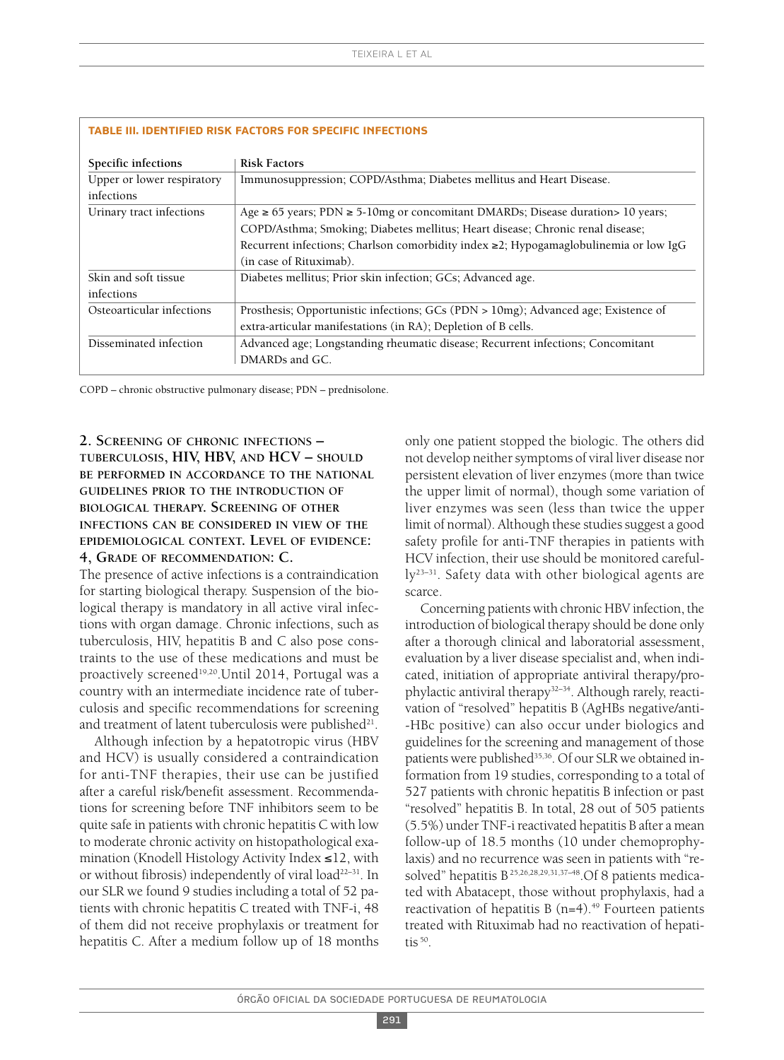**TABLE III. IDENTIFIED RISK FACTORS FOR SPECIFIC INFECTIONS**

| Specific infections | Risk Factors |
|---|---|
| Upper or lower respiratory infections | Immunosuppression; COPD/Asthma; Diabetes mellitus and Heart Disease. |
| Urinary tract infections | Age ≥ 65 years; PDN ≥ 5-10mg or concomitant DMARDs; Disease duration> 10 years; COPD/Asthma; Smoking; Diabetes mellitus; Heart disease; Chronic renal disease; Recurrent infections; Charlson comorbidity index ≥2; Hypogamaglobulinemia or low IgG (in case of Rituximab). |
| Skin and soft tissue infections | Diabetes mellitus; Prior skin infection; GCs; Advanced age. |
| Osteoarticular infections | Prosthesis; Opportunistic infections; GCs (PDN > 10mg); Advanced age; Existence of extra-articular manifestations (in RA); Depletion of B cells. |
| Disseminated infection | Advanced age; Longstanding rheumatic disease; Recurrent infections; Concomitant DMARDs and GC. |

COPD – chronic obstructive pulmonary disease; PDN – prednisolone.

**2. Screening of chronic infections – tuberculosis, HIV, HBV, and HCV – should be performed in accordance to the national guidelines prior to the introduction of biological therapy. Screening of other infections can be considered in view of the epidemiological context. Level of evidence: 4, Grade of recommendation: C.**

The presence of active infections is a contraindication for starting biological therapy. Suspension of the biological therapy is mandatory in all active viral infections with organ damage. Chronic infections, such as tuberculosis, HIV, hepatitis B and C also pose constraints to the use of these medications and must be proactively screened[19,20].Until 2014, Portugal was a country with an intermediate incidence rate of tuberculosis and specific recommendations for screening and treatment of latent tuberculosis were published[21].

Although infection by a hepatotropic virus (HBV and HCV) is usually considered a contraindication for anti-TNF therapies, their use can be justified after a careful risk/benefit assessment. Recommendations for screening before TNF inhibitors seem to be quite safe in patients with chronic hepatitis C with low to moderate chronic activity on histopathological examination (Knodell Histology Activity Index ≤12, with or without fibrosis) independently of viral load[22–31]. In our SLR we found 9 studies including a total of 52 patients with chronic hepatitis C treated with TNF-i, 48 of them did not receive prophylaxis or treatment for hepatitis C. After a medium follow up of 18 months only one patient stopped the biologic. The others did not develop neither symptoms of viral liver disease nor persistent elevation of liver enzymes (more than twice the upper limit of normal), though some variation of liver enzymes was seen (less than twice the upper limit of normal). Although these studies suggest a good safety profile for anti-TNF therapies in patients with HCV infection, their use should be monitored carefully[23–31]. Safety data with other biological agents are scarce.

Concerning patients with chronic HBV infection, the introduction of biological therapy should be done only after a thorough clinical and laboratorial assessment, evaluation by a liver disease specialist and, when indicated, initiation of appropriate antiviral therapy/prophylactic antiviral therapy[32–34]. Although rarely, reactivation of "resolved" hepatitis B (AgHBs negative/anti-HBc positive) can also occur under biologics and guidelines for the screening and management of those patients were published[35,36]. Of our SLR we obtained information from 19 studies, corresponding to a total of 527 patients with chronic hepatitis B infection or past "resolved" hepatitis B. In total, 28 out of 505 patients (5.5%) under TNF-i reactivated hepatitis B after a mean follow-up of 18.5 months (10 under chemoprophylaxis) and no recurrence was seen in patients with "resolved" hepatitis B[25,26,28,29,31,37–48].Of 8 patients medicated with Abatacept, those without prophylaxis, had a reactivation of hepatitis B (n=4).[49] Fourteen patients treated with Rituximab had no reactivation of hepatitis[50].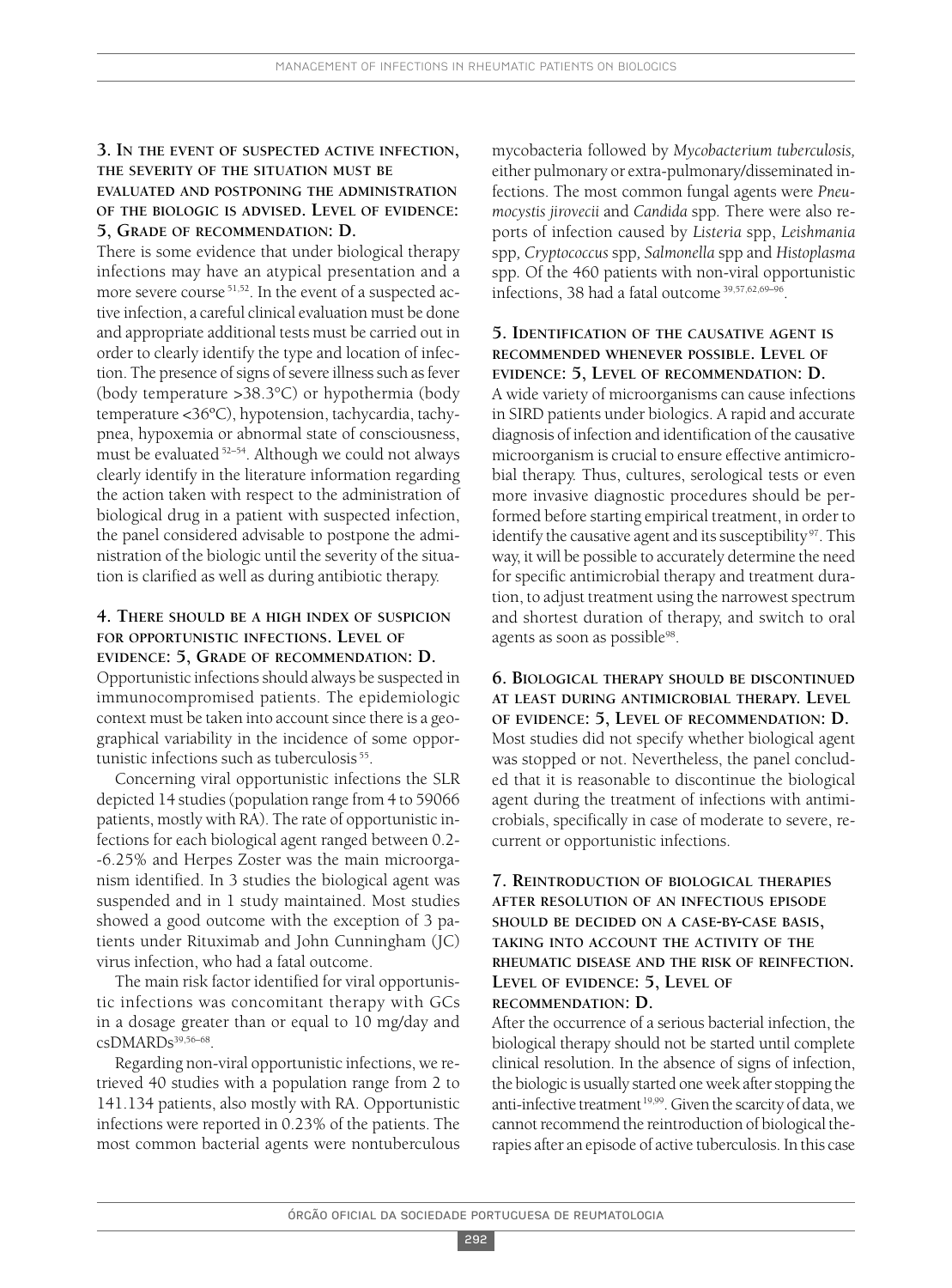### 3. In the event of suspected active infection, the severity of the situation must be evaluated and postponing the administration of the biologic is advised. Level of evidence: 5, Grade of recommendation: D.

There is some evidence that under biological therapy infections may have an atypical presentation and a more severe course[51,52]. In the event of a suspected active infection, a careful clinical evaluation must be done and appropriate additional tests must be carried out in order to clearly identify the type and location of infection. The presence of signs of severe illness such as fever (body temperature >38.3°C) or hypothermia (body temperature <36°C), hypotension, tachycardia, tachypnea, hypoxemia or abnormal state of consciousness, must be evaluated[52–54]. Although we could not always clearly identify in the literature information regarding the action taken with respect to the administration of biological drug in a patient with suspected infection, the panel considered advisable to postpone the administration of the biologic until the severity of the situation is clarified as well as during antibiotic therapy.

### 4. There should be a high index of suspicion for opportunistic infections. Level of evidence: 5, Grade of recommendation: D.

Opportunistic infections should always be suspected in immunocompromised patients. The epidemiologic context must be taken into account since there is a geographical variability in the incidence of some opportunistic infections such as tuberculosis[55].

Concerning viral opportunistic infections the SLR depicted 14 studies (population range from 4 to 59066 patients, mostly with RA). The rate of opportunistic infections for each biological agent ranged between 0.2-6.25% and Herpes Zoster was the main microorganism identified. In 3 studies the biological agent was suspended and in 1 study maintained. Most studies showed a good outcome with the exception of 3 patients under Rituximab and John Cunningham (JC) virus infection, who had a fatal outcome.

The main risk factor identified for viral opportunistic infections was concomitant therapy with GCs in a dosage greater than or equal to 10 mg/day and csDMARDs[39,56–68].

Regarding non-viral opportunistic infections, we retrieved 40 studies with a population range from 2 to 141.134 patients, also mostly with RA. Opportunistic infections were reported in 0.23% of the patients. The most common bacterial agents were nontuberculous mycobacteria followed by *Mycobacterium tuberculosis,* either pulmonary or extra-pulmonary/disseminated infections. The most common fungal agents were *Pneumocystis jirovecii* and *Candida* spp. There were also reports of infection caused by *Listeria* spp, *Leishmania* spp, *Cryptococcus* spp, *Salmonella* spp and *Histoplasma* spp. Of the 460 patients with non-viral opportunistic infections, 38 had a fatal outcome[39,57,62,69–96].

### 5. Identification of the causative agent is recommended whenever possible. Level of evidence: 5, Level of recommendation: D.

A wide variety of microorganisms can cause infections in SIRD patients under biologics. A rapid and accurate diagnosis of infection and identification of the causative microorganism is crucial to ensure effective antimicrobial therapy. Thus, cultures, serological tests or even more invasive diagnostic procedures should be performed before starting empirical treatment, in order to identify the causative agent and its susceptibility[97]. This way, it will be possible to accurately determine the need for specific antimicrobial therapy and treatment duration, to adjust treatment using the narrowest spectrum and shortest duration of therapy, and switch to oral agents as soon as possible[98].

### 6. Biological therapy should be discontinued at least during antimicrobial therapy. Level of evidence: 5, Level of recommendation: D.

Most studies did not specify whether biological agent was stopped or not. Nevertheless, the panel concluded that it is reasonable to discontinue the biological agent during the treatment of infections with antimicrobials, specifically in case of moderate to severe, recurrent or opportunistic infections.

### 7. Reintroduction of biological therapies after resolution of an infectious episode should be decided on a case-by-case basis, taking into account the activity of the rheumatic disease and the risk of reinfection. Level of evidence: 5, Level of recommendation: D.

After the occurrence of a serious bacterial infection, the biological therapy should not be started until complete clinical resolution. In the absence of signs of infection, the biologic is usually started one week after stopping the anti-infective treatment[19,99]. Given the scarcity of data, we cannot recommend the reintroduction of biological therapies after an episode of active tuberculosis. In this case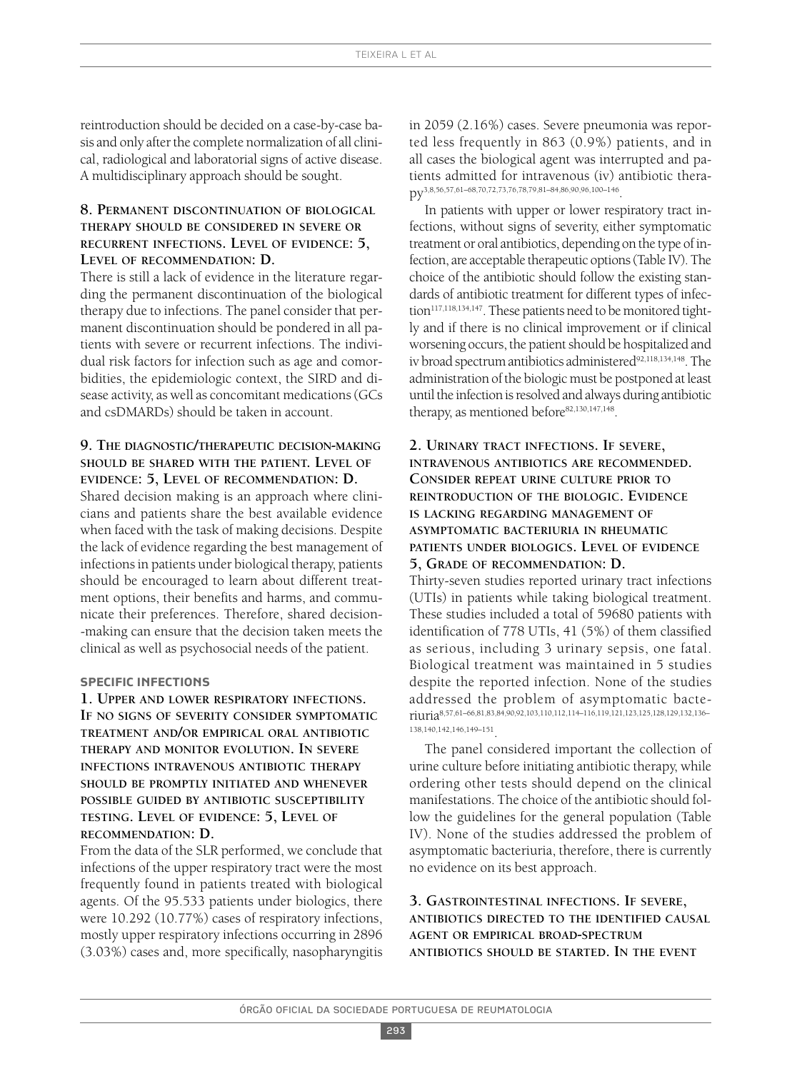reintroduction should be decided on a case-by-case basis and only after the complete normalization of all clinical, radiological and laboratorial signs of active disease. A multidisciplinary approach should be sought.

### 8. Permanent discontinuation of biological therapy should be considered in severe or recurrent infections. Level of evidence: 5, Level of recommendation: D.

There is still a lack of evidence in the literature regarding the permanent discontinuation of the biological therapy due to infections. The panel consider that permanent discontinuation should be pondered in all patients with severe or recurrent infections. The individual risk factors for infection such as age and comorbidities, the epidemiologic context, the SIRD and disease activity, as well as concomitant medications (GCs and csDMARDs) should be taken in account.

### 9. The diagnostic/therapeutic decision-making should be shared with the patient. Level of evidence: 5, Level of recommendation: D.

Shared decision making is an approach where clinicians and patients share the best available evidence when faced with the task of making decisions. Despite the lack of evidence regarding the best management of infections in patients under biological therapy, patients should be encouraged to learn about different treatment options, their benefits and harms, and communicate their preferences. Therefore, shared decision-making can ensure that the decision taken meets the clinical as well as psychosocial needs of the patient.

## SPECIFIC INFECTIONS

### 1. Upper and lower respiratory infections. If no signs of severity consider symptomatic treatment and/or empirical oral antibiotic therapy and monitor evolution. In severe infections intravenous antibiotic therapy should be promptly initiated and whenever possible guided by antibiotic susceptibility testing. Level of evidence: 5, Level of recommendation: D.

From the data of the SLR performed, we conclude that infections of the upper respiratory tract were the most frequently found in patients treated with biological agents. Of the 95.533 patients under biologics, there were 10.292 (10.77%) cases of respiratory infections, mostly upper respiratory infections occurring in 2896 (3.03%) cases and, more specifically, nasopharyngitis in 2059 (2.16%) cases. Severe pneumonia was reported less frequently in 863 (0.9%) patients, and in all cases the biological agent was interrupted and patients admitted for intravenous (iv) antibiotic therapy[3,8,56,57,61–68,70,72,73,76,78,79,81–84,86,90,96,100–146].

In patients with upper or lower respiratory tract infections, without signs of severity, either symptomatic treatment or oral antibiotics, depending on the type of infection, are acceptable therapeutic options (Table IV). The choice of the antibiotic should follow the existing standards of antibiotic treatment for different types of infection[117,118,134,147]. These patients need to be monitored tightly and if there is no clinical improvement or if clinical worsening occurs, the patient should be hospitalized and iv broad spectrum antibiotics administered[92,118,134,148]. The administration of the biologic must be postponed at least until the infection is resolved and always during antibiotic therapy, as mentioned before[82,130,147,148].

### 2. Urinary tract infections. If severe, intravenous antibiotics are recommended. Consider repeat urine culture prior to reintroduction of the biologic. Evidence is lacking regarding management of asymptomatic bacteriuria in rheumatic patients under biologics. Level of evidence 5, Grade of recommendation: D.

Thirty-seven studies reported urinary tract infections (UTIs) in patients while taking biological treatment. These studies included a total of 59680 patients with identification of 778 UTIs, 41 (5%) of them classified as serious, including 3 urinary sepsis, one fatal. Biological treatment was maintained in 5 studies despite the reported infection. None of the studies addressed the problem of asymptomatic bacteriuria[8,57,61–66,81,83,84,90,92,103,110,112,114–116,119,121,123,125,128,129,132,136–138,140,142,146,149–151].

The panel considered important the collection of urine culture before initiating antibiotic therapy, while ordering other tests should depend on the clinical manifestations. The choice of the antibiotic should follow the guidelines for the general population (Table IV). None of the studies addressed the problem of asymptomatic bacteriuria, therefore, there is currently no evidence on its best approach.

### 3. Gastrointestinal infections. If severe, antibiotics directed to the identified causal agent or empirical broad-spectrum antibiotics should be started. In the event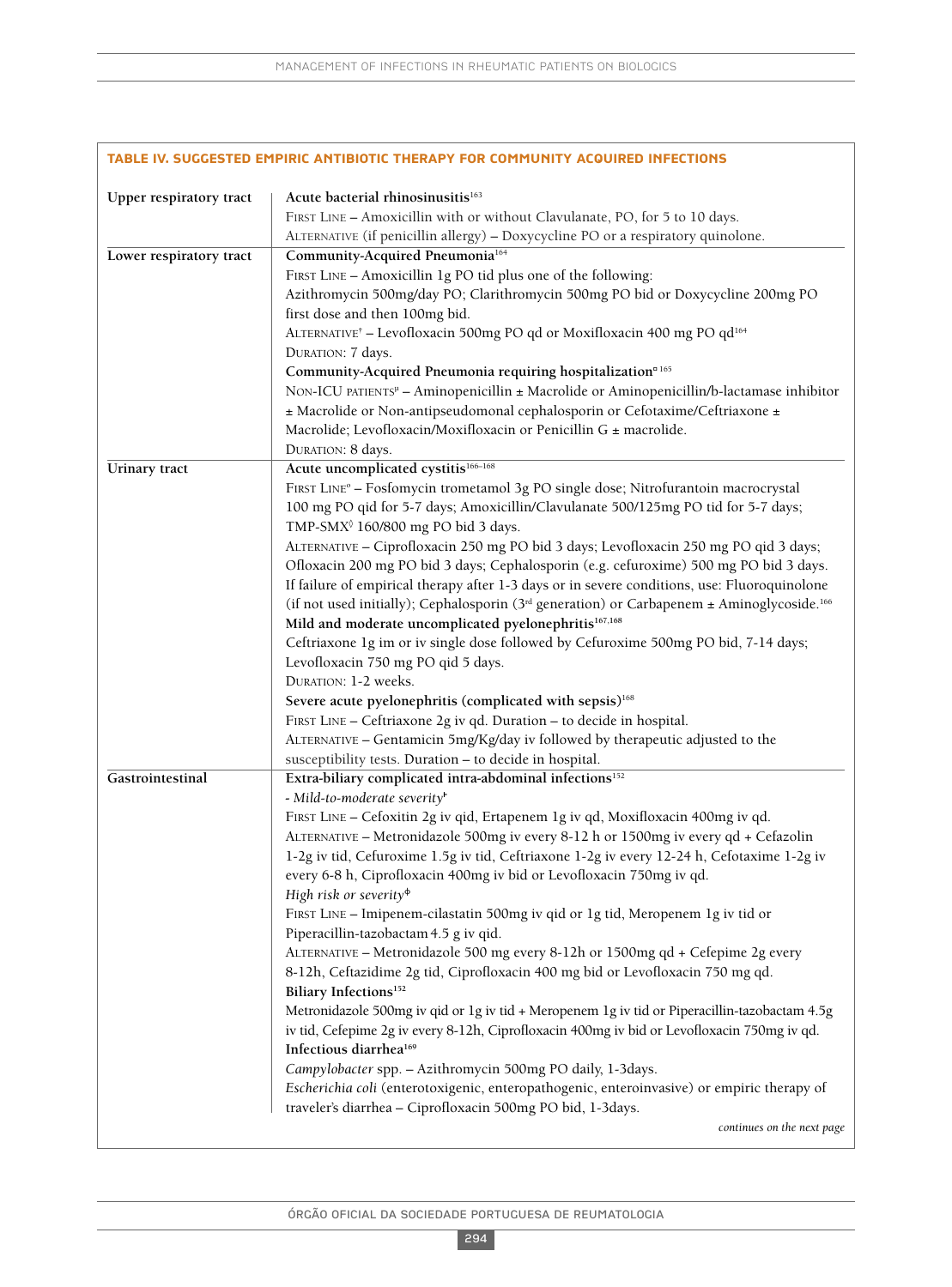**TABLE IV. SUGGESTED EMPIRIC ANTIBIOTIC THERAPY FOR COMMUNITY ACQUIRED INFECTIONS**

| | |
|---|---|
| **Upper respiratory tract** | **Acute bacterial rhinosinusitis**[163]<br>First Line – Amoxicillin with or without Clavulanate, PO, for 5 to 10 days.<br>Alternative (if penicillin allergy) – Doxycycline PO or a respiratory quinolone. |
| **Lower respiratory tract** | **Community-Acquired Pneumonia**[164]<br>First Line – Amoxicillin 1g PO tid plus one of the following:<br>Azithromycin 500mg/day PO; Clarithromycin 500mg PO bid or Doxycycline 200mg PO first dose and then 100mg bid.<br>Alternative[†] – Levofloxacin 500mg PO qd or Moxifloxacin 400 mg PO qd[164]<br>Duration: 7 days.<br>**Community-Acquired Pneumonia requiring hospitalization**[¤ 165]<br>Non-ICU patients[µ] – Aminopenicillin ± Macrolide or Aminopenicillin/b-lactamase inhibitor ± Macrolide or Non-antipseudomonal cephalosporin or Cefotaxime/Ceftriaxone ± Macrolide; Levofloxacin/Moxifloxacin or Penicillin G ± macrolide.<br>Duration: 8 days. |
| **Urinary tract** | **Acute uncomplicated cystitis**[166–168]<br>First Line[º] – Fosfomycin trometamol 3g PO single dose; Nitrofurantoin macrocrystal 100 mg PO qid for 5-7 days; Amoxicillin/Clavulanate 500/125mg PO tid for 5-7 days; TMP-SMX[◊] 160/800 mg PO bid 3 days.<br>Alternative – Ciprofloxacin 250 mg PO bid 3 days; Levofloxacin 250 mg PO qid 3 days; Ofloxacin 200 mg PO bid 3 days; Cephalosporin (e.g. cefuroxime) 500 mg PO bid 3 days.<br>If failure of empirical therapy after 1-3 days or in severe conditions, use: Fluoroquinolone (if not used initially); Cephalosporin (3rd generation) or Carbapenem ± Aminoglycoside.[166]<br>**Mild and moderate uncomplicated pyelonephritis**[167,168]<br>Ceftriaxone 1g im or iv single dose followed by Cefuroxime 500mg PO bid, 7-14 days; Levofloxacin 750 mg PO qid 5 days.<br>Duration: 1-2 weeks.<br>**Severe acute pyelonephritis (complicated with sepsis)**[168]<br>First Line – Ceftriaxone 2g iv qd. Duration – to decide in hospital.<br>Alternative – Gentamicin 5mg/Kg/day iv followed by therapeutic adjusted to the susceptibility tests. Duration – to decide in hospital. |
| **Gastrointestinal** | **Extra-biliary complicated intra-abdominal infections**[152]<br>*- Mild-to-moderate severity*[Ͱ]<br>First Line – Cefoxitin 2g iv qid, Ertapenem 1g iv qd, Moxifloxacin 400mg iv qd.<br>Alternative – Metronidazole 500mg iv every 8-12 h or 1500mg iv every qd + Cefazolin 1-2g iv tid, Cefuroxime 1.5g iv tid, Ceftriaxone 1-2g iv every 12-24 h, Cefotaxime 1-2g iv every 6-8 h, Ciprofloxacin 400mg iv bid or Levofloxacin 750mg iv qd.<br>*High risk or severity*[Φ]<br>First Line – Imipenem-cilastatin 500mg iv qid or 1g tid, Meropenem 1g iv tid or Piperacillin-tazobactam 4.5 g iv qid.<br>Alternative – Metronidazole 500 mg every 8-12h or 1500mg qd + Cefepime 2g every 8-12h, Ceftazidime 2g tid, Ciprofloxacin 400 mg bid or Levofloxacin 750 mg qd.<br>**Biliary Infections**[152]<br>Metronidazole 500mg iv qid or 1g iv tid + Meropenem 1g iv tid or Piperacillin-tazobactam 4.5g iv tid, Cefepime 2g iv every 8-12h, Ciprofloxacin 400mg iv bid or Levofloxacin 750mg iv qd.<br>**Infectious diarrhea**[169]<br>*Campylobacter* spp. – Azithromycin 500mg PO daily, 1-3days.<br>*Escherichia coli* (enterotoxigenic, enteropathogenic, enteroinvasive) or empiric therapy of traveler's diarrhea – Ciprofloxacin 500mg PO bid, 1-3days. |

*continues on the next page*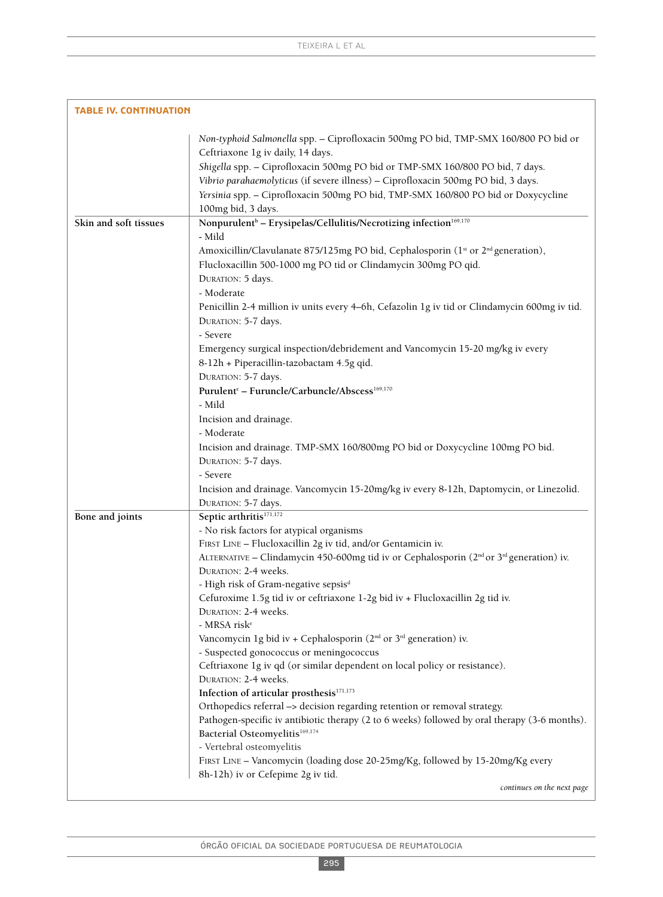**TABLE IV. CONTINUATION**

| | |
|---|---|
| | *Non-typhoid Salmonella* spp. – Ciprofloxacin 500mg PO bid, TMP-SMX 160/800 PO bid or Ceftriaxone 1g iv daily, 14 days.<br>*Shigella* spp. – Ciprofloxacin 500mg PO bid or TMP-SMX 160/800 PO bid, 7 days.<br>*Vibrio parahaemolyticus* (if severe illness) – Ciprofloxacin 500mg PO bid, 3 days.<br>*Yersinia* spp. – Ciprofloxacin 500mg PO bid, TMP-SMX 160/800 PO bid or Doxycycline 100mg bid, 3 days. |
| **Skin and soft tissues** | **Nonpurulent[b] – Erysipelas/Cellulitis/Necrotizing infection[169,170]**<br>- Mild<br>Amoxicillin/Clavulanate 875/125mg PO bid, Cephalosporin (1st or 2nd generation), Flucloxacillin 500-1000 mg PO tid or Clindamycin 300mg PO qid.<br>DURATION: 5 days.<br>- Moderate<br>Penicillin 2-4 million iv units every 4–6h, Cefazolin 1g iv tid or Clindamycin 600mg iv tid.<br>DURATION: 5-7 days.<br>- Severe<br>Emergency surgical inspection/debridement and Vancomycin 15-20 mg/kg iv every 8-12h + Piperacillin-tazobactam 4.5g qid.<br>DURATION: 5-7 days.<br>**Purulent[c] – Furuncle/Carbuncle/Abscess[169,170]**<br>- Mild<br>Incision and drainage.<br>- Moderate<br>Incision and drainage. TMP-SMX 160/800mg PO bid or Doxycycline 100mg PO bid.<br>DURATION: 5-7 days.<br>- Severe<br>Incision and drainage. Vancomycin 15-20mg/kg iv every 8-12h, Daptomycin, or Linezolid.<br>DURATION: 5-7 days. |
| **Bone and joints** | **Septic arthritis[171,172]**<br>- No risk factors for atypical organisms<br>FIRST LINE – Flucloxacillin 2g iv tid, and/or Gentamicin iv.<br>ALTERNATIVE – Clindamycin 450-600mg tid iv or Cephalosporin (2nd or 3rd generation) iv.<br>DURATION: 2-4 weeks.<br>- High risk of Gram-negative sepsis[d]<br>Cefuroxime 1.5g tid iv or ceftriaxone 1-2g bid iv + Flucloxacillin 2g tid iv.<br>DURATION: 2-4 weeks.<br>- MRSA risk[e]<br>Vancomycin 1g bid iv + Cephalosporin (2nd or 3rd generation) iv.<br>- Suspected gonococcus or meningococcus<br>Ceftriaxone 1g iv qd (or similar dependent on local policy or resistance).<br>DURATION: 2-4 weeks.<br>**Infection of articular prosthesis[171,173]**<br>Orthopedics referral –> decision regarding retention or removal strategy.<br>Pathogen-specific iv antibiotic therapy (2 to 6 weeks) followed by oral therapy (3-6 months).<br>**Bacterial Osteomyelitis[169,174]**<br>- Vertebral osteomyelitis<br>FIRST LINE – Vancomycin (loading dose 20-25mg/Kg, followed by 15-20mg/Kg every 8h-12h) iv or Cefepime 2g iv tid. |

*continues on the next page*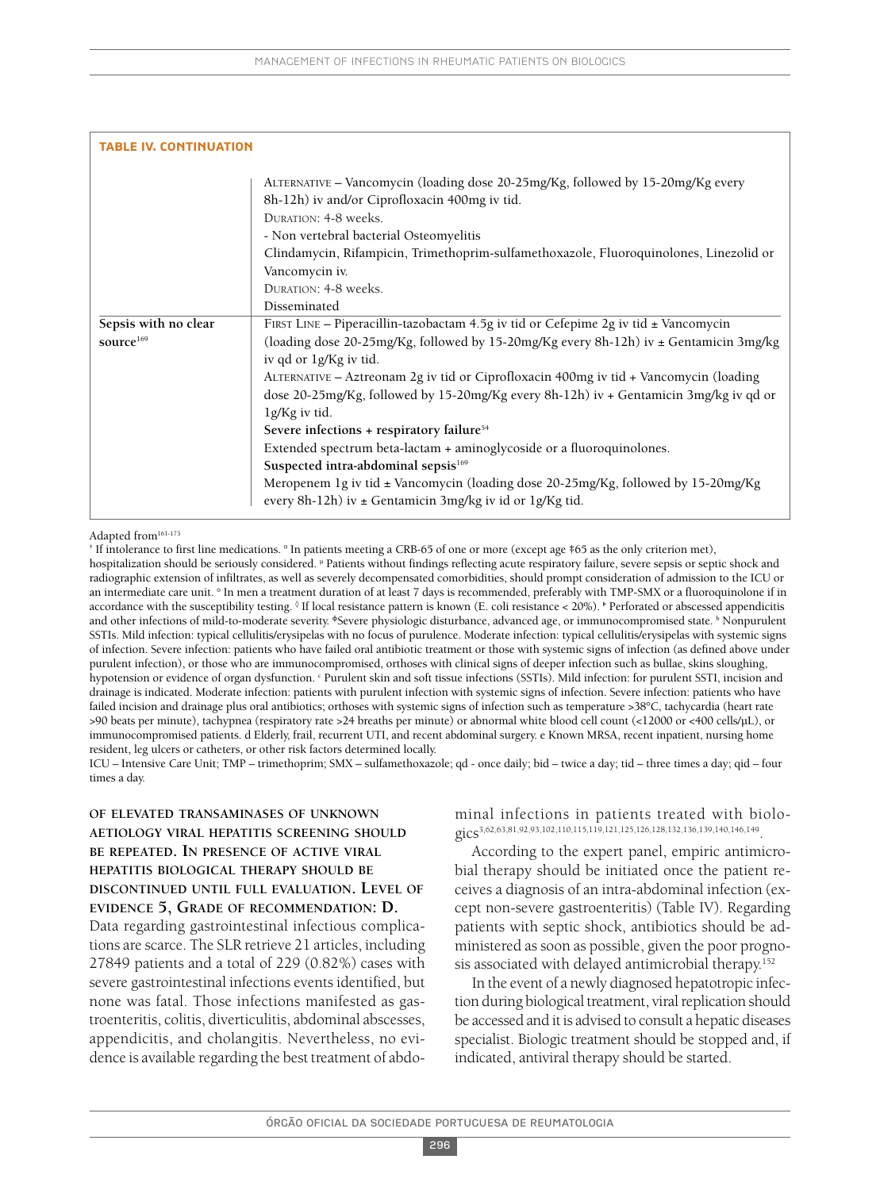**TABLE IV. CONTINUATION**

| | |
|---|---|
| | ALTERNATIVE – Vancomycin (loading dose 20-25mg/Kg, followed by 15-20mg/Kg every 8h-12h) iv and/or Ciprofloxacin 400mg iv tid.<br>DURATION: 4-8 weeks.<br>- Non vertebral bacterial Osteomyelitis<br>Clindamycin, Rifampicin, Trimethoprim-sulfamethoxazole, Fluoroquinolones, Linezolid or Vancomycin iv.<br>DURATION: 4-8 weeks.<br>Disseminated |
| **Sepsis with no clear source**[169] | FIRST LINE – Piperacillin-tazobactam 4.5g iv tid or Cefepime 2g iv tid ± Vancomycin (loading dose 20-25mg/Kg, followed by 15-20mg/Kg every 8h-12h) iv ± Gentamicin 3mg/kg iv qd or 1g/Kg iv tid.<br>ALTERNATIVE – Aztreonam 2g iv tid or Ciprofloxacin 400mg iv tid + Vancomycin (loading dose 20-25mg/Kg, followed by 15-20mg/Kg every 8h-12h) iv + Gentamicin 3mg/kg iv qd or 1g/Kg iv tid.<br>**Severe infections + respiratory failure**[54]<br>Extended spectrum beta-lactam + aminoglycoside or a fluoroquinolones.<br>**Suspected intra-abdominal sepsis**[169]<br>Meropenem 1g iv tid ± Vancomycin (loading dose 20-25mg/Kg, followed by 15-20mg/Kg every 8h-12h) iv ± Gentamicin 3mg/kg iv id or 1g/Kg tid. |

Adapted from[161-173]

† If intolerance to first line medications. ª In patients meeting a CRB-65 of one or more (except age ‡65 as the only criterion met), hospitalization should be seriously considered. º Patients without findings reflecting acute respiratory failure, severe sepsis or septic shock and radiographic extension of infiltrates, as well as severely decompensated comorbidities, should prompt consideration of admission to the ICU or an intermediate care unit. ° In men a treatment duration of at least 7 days is recommended, preferably with TMP-SMX or a fluoroquinolone if in accordance with the susceptibility testing. ◊ If local resistance pattern is known (E. coli resistance < 20%). ᵃ Perforated or abscessed appendicitis and other infections of mild-to-moderate severity. ᵠSevere physiologic disturbance, advanced age, or immunocompromised state. ᵇ Nonpurulent SSTIs. Mild infection: typical cellulitis/erysipelas with no focus of purulence. Moderate infection: typical cellulitis/erysipelas with systemic signs of infection. Severe infection: patients who have failed oral antibiotic treatment or those with systemic signs of infection (as defined above under purulent infection), or those who are immunocompromised, orthoses with clinical signs of deeper infection such as bullae, skins sloughing, hypotension or evidence of organ dysfunction. ᶜ Purulent skin and soft tissue infections (SSTIs). Mild infection: for purulent SSTI, incision and drainage is indicated. Moderate infection: patients with purulent infection with systemic signs of infection. Severe infection: patients who have failed incision and drainage plus oral antibiotics; orthoses with systemic signs of infection such as temperature >38°C, tachycardia (heart rate >90 beats per minute), tachypnea (respiratory rate >24 breaths per minute) or abnormal white blood cell count (<12000 or <400 cells/µL), or immunocompromised patients. d Elderly, frail, recurrent UTI, and recent abdominal surgery. e Known MRSA, recent inpatient, nursing home resident, leg ulcers or catheters, or other risk factors determined locally.

ICU – Intensive Care Unit; TMP – trimethoprim; SMX – sulfamethoxazole; qd - once daily; bid – twice a day; tid – three times a day; qid – four times a day.

**OF ELEVATED TRANSAMINASES OF UNKNOWN AETIOLOGY VIRAL HEPATITIS SCREENING SHOULD BE REPEATED. IN PRESENCE OF ACTIVE VIRAL HEPATITIS BIOLOGICAL THERAPY SHOULD BE DISCONTINUED UNTIL FULL EVALUATION. LEVEL OF EVIDENCE 5, GRADE OF RECOMMENDATION: D.**

Data regarding gastrointestinal infectious complications are scarce. The SLR retrieve 21 articles, including 27849 patients and a total of 229 (0.82%) cases with severe gastrointestinal infections events identified, but none was fatal. Those infections manifested as gastroenteritis, colitis, diverticulitis, abdominal abscesses, appendicitis, and cholangitis. Nevertheless, no evidence is available regarding the best treatment of abdominal infections in patients treated with biologics[3,62,63,81,92,93,102,110,115,119,121,125,126,128,132,136,139,140,146,149].

According to the expert panel, empiric antimicrobial therapy should be initiated once the patient receives a diagnosis of an intra-abdominal infection (except non-severe gastroenteritis) (Table IV). Regarding patients with septic shock, antibiotics should be administered as soon as possible, given the poor prognosis associated with delayed antimicrobial therapy.[152]

In the event of a newly diagnosed hepatotropic infection during biological treatment, viral replication should be accessed and it is advised to consult a hepatic diseases specialist. Biologic treatment should be stopped and, if indicated, antiviral therapy should be started.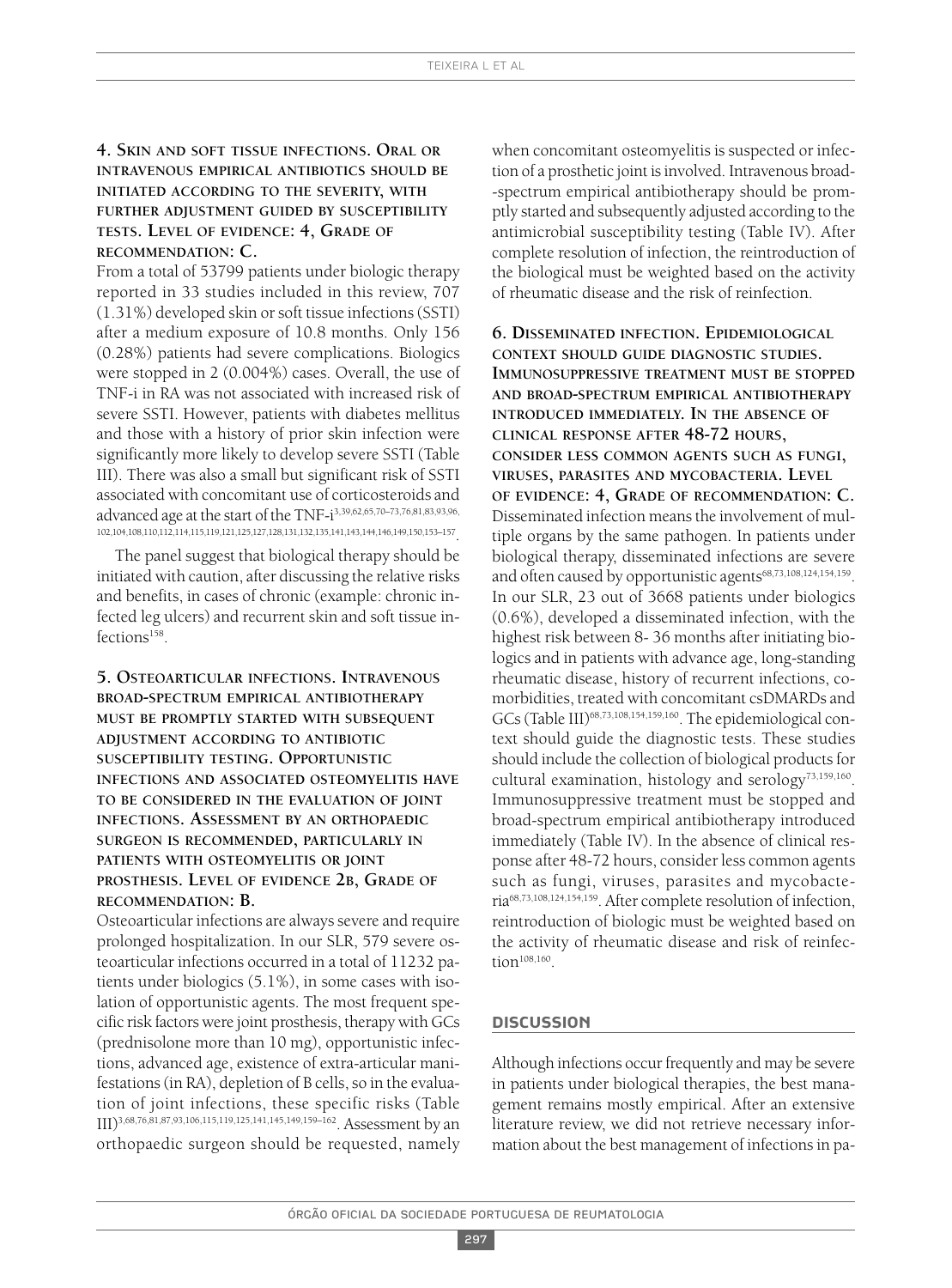**4. Skin and soft tissue infections. Oral or intravenous empirical antibiotics should be initiated according to the severity, with further adjustment guided by susceptibility tests. Level of evidence: 4, Grade of recommendation: C.**

From a total of 53799 patients under biologic therapy reported in 33 studies included in this review, 707 (1.31%) developed skin or soft tissue infections (SSTI) after a medium exposure of 10.8 months. Only 156 (0.28%) patients had severe complications. Biologics were stopped in 2 (0.004%) cases. Overall, the use of TNF-i in RA was not associated with increased risk of severe SSTI. However, patients with diabetes mellitus and those with a history of prior skin infection were significantly more likely to develop severe SSTI (Table III). There was also a small but significant risk of SSTI associated with concomitant use of corticosteroids and advanced age at the start of the TNF-i[3,39,62,65,70–73,76,81,83,93,96,102,104,108,110,112,114,115,119,121,125,127,128,131,132,135,141,143,144,146,149,150,153–157].

The panel suggest that biological therapy should be initiated with caution, after discussing the relative risks and benefits, in cases of chronic (example: chronic infected leg ulcers) and recurrent skin and soft tissue infections[158].

**5. Osteoarticular infections. Intravenous broad-spectrum empirical antibiotherapy must be promptly started with subsequent adjustment according to antibiotic susceptibility testing. Opportunistic infections and associated osteomyelitis have to be considered in the evaluation of joint infections. Assessment by an orthopaedic surgeon is recommended, particularly in patients with osteomyelitis or joint prosthesis. Level of evidence 2b, Grade of recommendation: B.**

Osteoarticular infections are always severe and require prolonged hospitalization. In our SLR, 579 severe osteoarticular infections occurred in a total of 11232 patients under biologics (5.1%), in some cases with isolation of opportunistic agents. The most frequent specific risk factors were joint prosthesis, therapy with GCs (prednisolone more than 10 mg), opportunistic infections, advanced age, existence of extra-articular manifestations (in RA), depletion of B cells, so in the evaluation of joint infections, these specific risks (Table III)[3,68,76,81,87,93,106,115,119,125,141,145,149,159–162]. Assessment by an orthopaedic surgeon should be requested, namely when concomitant osteomyelitis is suspected or infection of a prosthetic joint is involved. Intravenous broad-spectrum empirical antibiotherapy should be promptly started and subsequently adjusted according to the antimicrobial susceptibility testing (Table IV). After complete resolution of infection, the reintroduction of the biological must be weighted based on the activity of rheumatic disease and the risk of reinfection.

**6. Disseminated infection. Epidemiological context should guide diagnostic studies. Immunosuppressive treatment must be stopped and broad-spectrum empirical antibiotherapy introduced immediately. In the absence of clinical response after 48-72 hours, consider less common agents such as fungi, viruses, parasites and mycobacteria. Level of evidence: 4, Grade of recommendation: C.**

Disseminated infection means the involvement of multiple organs by the same pathogen. In patients under biological therapy, disseminated infections are severe and often caused by opportunistic agents[68,73,108,124,154,159]. In our SLR, 23 out of 3668 patients under biologics (0.6%), developed a disseminated infection, with the highest risk between 8- 36 months after initiating biologics and in patients with advance age, long-standing rheumatic disease, history of recurrent infections, comorbidities, treated with concomitant csDMARDs and GCs (Table III)[68,73,108,154,159,160]. The epidemiological context should guide the diagnostic tests. These studies should include the collection of biological products for cultural examination, histology and serology[73,159,160]. Immunosuppressive treatment must be stopped and broad-spectrum empirical antibiotherapy introduced immediately (Table IV). In the absence of clinical response after 48-72 hours, consider less common agents such as fungi, viruses, parasites and mycobacteria[68,73,108,124,154,159]. After complete resolution of infection, reintroduction of biologic must be weighted based on the activity of rheumatic disease and risk of reinfection[108,160].

## DISCUSSION

Although infections occur frequently and may be severe in patients under biological therapies, the best management remains mostly empirical. After an extensive literature review, we did not retrieve necessary information about the best management of infections in pa-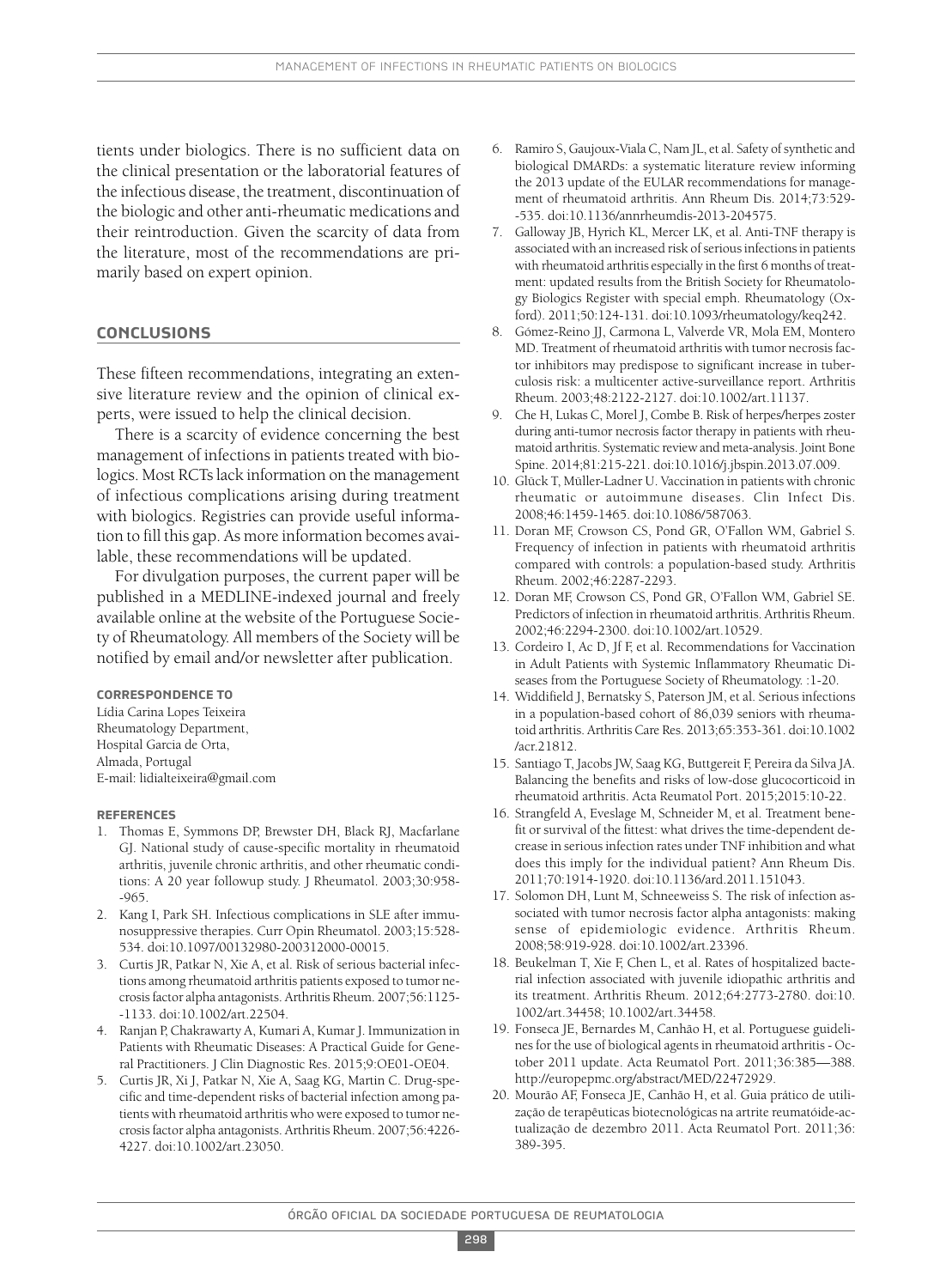tients under biologics. There is no sufficient data on the clinical presentation or the laboratorial features of the infectious disease, the treatment, discontinuation of the biologic and other anti-rheumatic medications and their reintroduction. Given the scarcity of data from the literature, most of the recommendations are primarily based on expert opinion.

## CONCLUSIONS

These fifteen recommendations, integrating an extensive literature review and the opinion of clinical experts, were issued to help the clinical decision.

There is a scarcity of evidence concerning the best management of infections in patients treated with biologics. Most RCTs lack information on the management of infectious complications arising during treatment with biologics. Registries can provide useful information to fill this gap. As more information becomes available, these recommendations will be updated.

For divulgation purposes, the current paper will be published in a MEDLINE-indexed journal and freely available online at the website of the Portuguese Society of Rheumatology. All members of the Society will be notified by email and/or newsletter after publication.

#### CORRESPONDENCE TO

Lídia Carina Lopes Teixeira
Rheumatology Department,
Hospital Garcia de Orta,
Almada, Portugal
E-mail: lidialteixeira@gmail.com

#### REFERENCES

1. Thomas E, Symmons DP, Brewster DH, Black RJ, Macfarlane GJ. National study of cause-specific mortality in rheumatoid arthritis, juvenile chronic arthritis, and other rheumatic conditions: A 20 year followup study. J Rheumatol. 2003;30:958--965.
2. Kang I, Park SH. Infectious complications in SLE after immunosuppressive therapies. Curr Opin Rheumatol. 2003;15:528-534. doi:10.1097/00132980-200312000-00015.
3. Curtis JR, Patkar N, Xie A, et al. Risk of serious bacterial infections among rheumatoid arthritis patients exposed to tumor necrosis factor alpha antagonists. Arthritis Rheum. 2007;56:1125--1133. doi:10.1002/art.22504.
4. Ranjan P, Chakrawarty A, Kumari A, Kumar J. Immunization in Patients with Rheumatic Diseases: A Practical Guide for General Practitioners. J Clin Diagnostic Res. 2015;9:OE01-OE04.
5. Curtis JR, Xi J, Patkar N, Xie A, Saag KG, Martin C. Drug-specific and time-dependent risks of bacterial infection among patients with rheumatoid arthritis who were exposed to tumor necrosis factor alpha antagonists. Arthritis Rheum. 2007;56:4226-4227. doi:10.1002/art.23050.
6. Ramiro S, Gaujoux-Viala C, Nam JL, et al. Safety of synthetic and biological DMARDs: a systematic literature review informing the 2013 update of the EULAR recommendations for management of rheumatoid arthritis. Ann Rheum Dis. 2014;73:529--535. doi:10.1136/annrheumdis-2013-204575.
7. Galloway JB, Hyrich KL, Mercer LK, et al. Anti-TNF therapy is associated with an increased risk of serious infections in patients with rheumatoid arthritis especially in the first 6 months of treatment: updated results from the British Society for Rheumatology Biologics Register with special emph. Rheumatology (Oxford). 2011;50:124-131. doi:10.1093/rheumatology/keq242.
8. Gómez-Reino JJ, Carmona L, Valverde VR, Mola EM, Montero MD. Treatment of rheumatoid arthritis with tumor necrosis factor inhibitors may predispose to significant increase in tuberculosis risk: a multicenter active-surveillance report. Arthritis Rheum. 2003;48:2122-2127. doi:10.1002/art.11137.
9. Che H, Lukas C, Morel J, Combe B. Risk of herpes/herpes zoster during anti-tumor necrosis factor therapy in patients with rheumatoid arthritis. Systematic review and meta-analysis. Joint Bone Spine. 2014;81:215-221. doi:10.1016/j.jbspin.2013.07.009.
10. Glück T, Müller-Ladner U. Vaccination in patients with chronic rheumatic or autoimmune diseases. Clin Infect Dis. 2008;46:1459-1465. doi:10.1086/587063.
11. Doran MF, Crowson CS, Pond GR, O'Fallon WM, Gabriel S. Frequency of infection in patients with rheumatoid arthritis compared with controls: a population-based study. Arthritis Rheum. 2002;46:2287-2293.
12. Doran MF, Crowson CS, Pond GR, O'Fallon WM, Gabriel SE. Predictors of infection in rheumatoid arthritis. Arthritis Rheum. 2002;46:2294-2300. doi:10.1002/art.10529.
13. Cordeiro I, Ac D, Jf F, et al. Recommendations for Vaccination in Adult Patients with Systemic Inflammatory Rheumatic Diseases from the Portuguese Society of Rheumatology. :1-20.
14. Widdifield J, Bernatsky S, Paterson JM, et al. Serious infections in a population-based cohort of 86,039 seniors with rheumatoid arthritis. Arthritis Care Res. 2013;65:353-361. doi:10.1002/acr.21812.
15. Santiago T, Jacobs JW, Saag KG, Buttgereit F, Pereira da Silva JA. Balancing the benefits and risks of low-dose glucocorticoid in rheumatoid arthritis. Acta Reumatol Port. 2015;2015:10-22.
16. Strangfeld A, Eveslage M, Schneider M, et al. Treatment benefit or survival of the fittest: what drives the time-dependent decrease in serious infection rates under TNF inhibition and what does this imply for the individual patient? Ann Rheum Dis. 2011;70:1914-1920. doi:10.1136/ard.2011.151043.
17. Solomon DH, Lunt M, Schneeweiss S. The risk of infection associated with tumor necrosis factor alpha antagonists: making sense of epidemiologic evidence. Arthritis Rheum. 2008;58:919-928. doi:10.1002/art.23396.
18. Beukelman T, Xie F, Chen L, et al. Rates of hospitalized bacterial infection associated with juvenile idiopathic arthritis and its treatment. Arthritis Rheum. 2012;64:2773-2780. doi:10.1002/art.34458; 10.1002/art.34458.
19. Fonseca JE, Bernardes M, Canhão H, et al. Portuguese guidelines for the use of biological agents in rheumatoid arthritis - October 2011 update. Acta Reumatol Port. 2011;36:385—388. http://europepmc.org/abstract/MED/22472929.
20. Mourão AF, Fonseca JE, Canhão H, et al. Guia prático de utilização de terapêuticas biotecnológicas na artrite reumatóide-actualização de dezembro 2011. Acta Reumatol Port. 2011;36:389-395.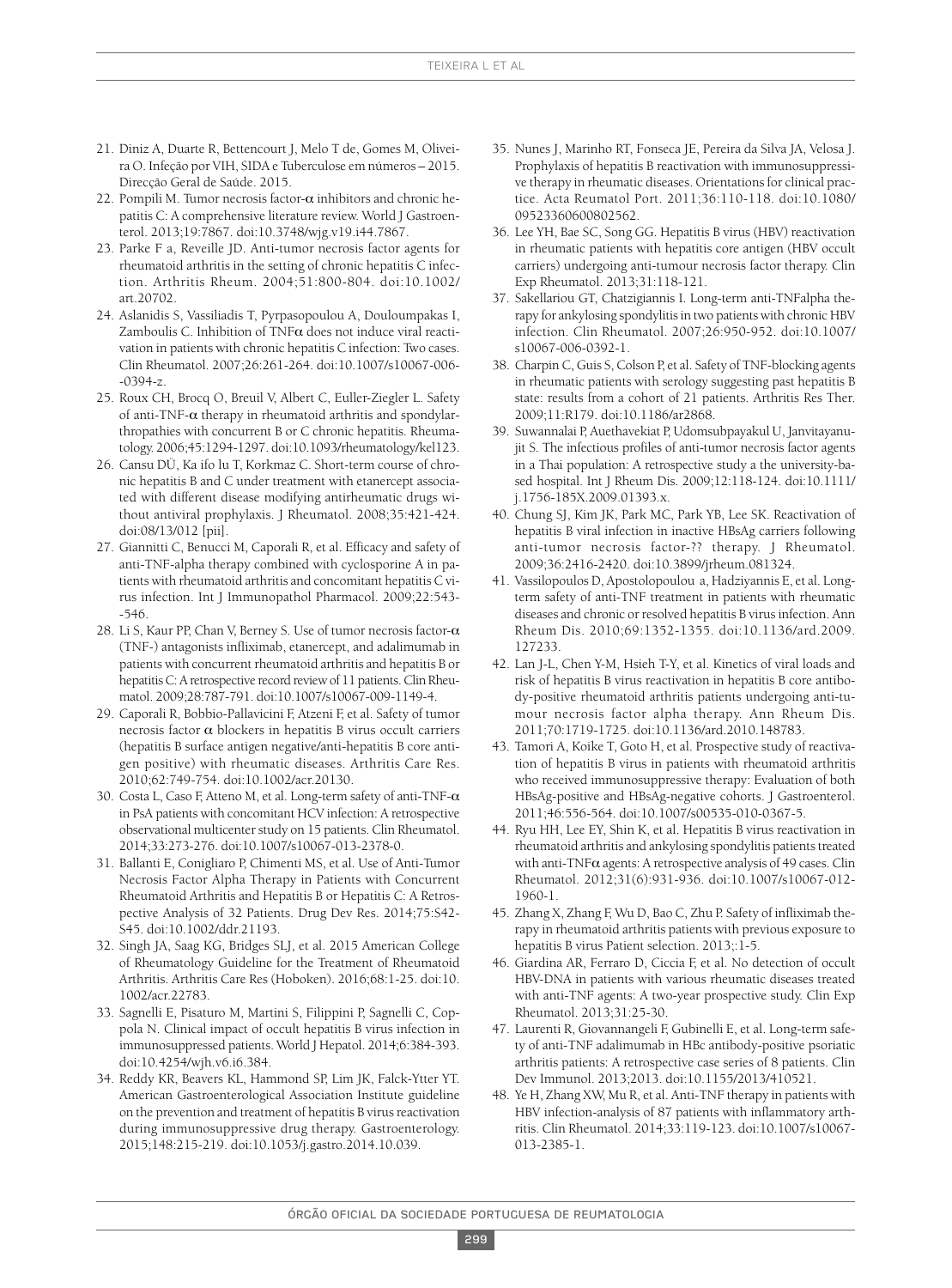21. Diniz A, Duarte R, Bettencourt J, Melo T de, Gomes M, Oliveira O. Infeção por VIH, SIDA e Tuberculose em números – 2015. Direcção Geral de Saúde. 2015.
22. Pompili M. Tumor necrosis factor-α inhibitors and chronic hepatitis C: A comprehensive literature review. World J Gastroenterol. 2013;19:7867. doi:10.3748/wjg.v19.i44.7867.
23. Parke F a, Reveille JD. Anti-tumor necrosis factor agents for rheumatoid arthritis in the setting of chronic hepatitis C infection. Arthritis Rheum. 2004;51:800-804. doi:10.1002/art.20702.
24. Aslanidis S, Vassiliadis T, Pyrpasopoulou A, Douloumpakas I, Zamboulis C. Inhibition of TNFα does not induce viral reactivation in patients with chronic hepatitis C infection: Two cases. Clin Rheumatol. 2007;26:261-264. doi:10.1007/s10067-006--0394-z.
25. Roux CH, Brocq O, Breuil V, Albert C, Euller-Ziegler L. Safety of anti-TNF-α therapy in rheumatoid arthritis and spondylarthropathies with concurrent B or C chronic hepatitis. Rheumatology. 2006;45:1294-1297. doi:10.1093/rheumatology/kel123.
26. Cansu DÜ, Ka ifo lu T, Korkmaz C. Short-term course of chronic hepatitis B and C under treatment with etanercept associated with different disease modifying antirheumatic drugs without antiviral prophylaxis. J Rheumatol. 2008;35:421-424. doi:08/13/012 [pii].
27. Giannitti C, Benucci M, Caporali R, et al. Efficacy and safety of anti-TNF-alpha therapy combined with cyclosporine A in patients with rheumatoid arthritis and concomitant hepatitis C virus infection. Int J Immunopathol Pharmacol. 2009;22:543--546.
28. Li S, Kaur PP, Chan V, Berney S. Use of tumor necrosis factor-α (TNF-) antagonists infliximab, etanercept, and adalimumab in patients with concurrent rheumatoid arthritis and hepatitis B or hepatitis C: A retrospective record review of 11 patients. Clin Rheumatol. 2009;28:787-791. doi:10.1007/s10067-009-1149-4.
29. Caporali R, Bobbio-Pallavicini F, Atzeni F, et al. Safety of tumor necrosis factor α blockers in hepatitis B virus occult carriers (hepatitis B surface antigen negative/anti-hepatitis B core antigen positive) with rheumatic diseases. Arthritis Care Res. 2010;62:749-754. doi:10.1002/acr.20130.
30. Costa L, Caso F, Atteno M, et al. Long-term safety of anti-TNF-α in PsA patients with concomitant HCV infection: A retrospective observational multicenter study on 15 patients. Clin Rheumatol. 2014;33:273-276. doi:10.1007/s10067-013-2378-0.
31. Ballanti E, Conigliaro P, Chimenti MS, et al. Use of Anti-Tumor Necrosis Factor Alpha Therapy in Patients with Concurrent Rheumatoid Arthritis and Hepatitis B or Hepatitis C: A Retrospective Analysis of 32 Patients. Drug Dev Res. 2014;75:S42-S45. doi:10.1002/ddr.21193.
32. Singh JA, Saag KG, Bridges SLJ, et al. 2015 American College of Rheumatology Guideline for the Treatment of Rheumatoid Arthritis. Arthritis Care Res (Hoboken). 2016;68:1-25. doi:10.1002/acr.22783.
33. Sagnelli E, Pisaturo M, Martini S, Filippini P, Sagnelli C, Coppola N. Clinical impact of occult hepatitis B virus infection in immunosuppressed patients. World J Hepatol. 2014;6:384-393. doi:10.4254/wjh.v6.i6.384.
34. Reddy KR, Beavers KL, Hammond SP, Lim JK, Falck-Ytter YT. American Gastroenterological Association Institute guideline on the prevention and treatment of hepatitis B virus reactivation during immunosuppressive drug therapy. Gastroenterology. 2015;148:215-219. doi:10.1053/j.gastro.2014.10.039.
35. Nunes J, Marinho RT, Fonseca JE, Pereira da Silva JA, Velosa J. Prophylaxis of hepatitis B reactivation with immunosuppressive therapy in rheumatic diseases. Orientations for clinical practice. Acta Reumatol Port. 2011;36:110-118. doi:10.1080/09523360600802562.
36. Lee YH, Bae SC, Song GG. Hepatitis B virus (HBV) reactivation in rheumatic patients with hepatitis core antigen (HBV occult carriers) undergoing anti-tumour necrosis factor therapy. Clin Exp Rheumatol. 2013;31:118-121.
37. Sakellariou GT, Chatzigiannis I. Long-term anti-TNFalpha therapy for ankylosing spondylitis in two patients with chronic HBV infection. Clin Rheumatol. 2007;26:950-952. doi:10.1007/s10067-006-0392-1.
38. Charpin C, Guis S, Colson P, et al. Safety of TNF-blocking agents in rheumatic patients with serology suggesting past hepatitis B state: results from a cohort of 21 patients. Arthritis Res Ther. 2009;11:R179. doi:10.1186/ar2868.
39. Suwannalai P, Auethavekiat P, Udomsubpayakul U, Janvitayanujit S. The infectious profiles of anti-tumor necrosis factor agents in a Thai population: A retrospective study a the university-based hospital. Int J Rheum Dis. 2009;12:118-124. doi:10.1111/j.1756-185X.2009.01393.x.
40. Chung SJ, Kim JK, Park MC, Park YB, Lee SK. Reactivation of hepatitis B viral infection in inactive HBsAg carriers following anti-tumor necrosis factor-?? therapy. J Rheumatol. 2009;36:2416-2420. doi:10.3899/jrheum.081324.
41. Vassilopoulos D, Apostolopoulou a, Hadziyannis E, et al. Long-term safety of anti-TNF treatment in patients with rheumatic diseases and chronic or resolved hepatitis B virus infection. Ann Rheum Dis. 2010;69:1352-1355. doi:10.1136/ard.2009.127233.
42. Lan J-L, Chen Y-M, Hsieh T-Y, et al. Kinetics of viral loads and risk of hepatitis B virus reactivation in hepatitis B core antibody-positive rheumatoid arthritis patients undergoing anti-tumour necrosis factor alpha therapy. Ann Rheum Dis. 2011;70:1719-1725. doi:10.1136/ard.2010.148783.
43. Tamori A, Koike T, Goto H, et al. Prospective study of reactivation of hepatitis B virus in patients with rheumatoid arthritis who received immunosuppressive therapy: Evaluation of both HBsAg-positive and HBsAg-negative cohorts. J Gastroenterol. 2011;46:556-564. doi:10.1007/s00535-010-0367-5.
44. Ryu HH, Lee EY, Shin K, et al. Hepatitis B virus reactivation in rheumatoid arthritis and ankylosing spondylitis patients treated with anti-TNFα agents: A retrospective analysis of 49 cases. Clin Rheumatol. 2012;31(6):931-936. doi:10.1007/s10067-012-1960-1.
45. Zhang X, Zhang F, Wu D, Bao C, Zhu P. Safety of infliximab therapy in rheumatoid arthritis patients with previous exposure to hepatitis B virus Patient selection. 2013;:1-5.
46. Giardina AR, Ferraro D, Ciccia F, et al. No detection of occult HBV-DNA in patients with various rheumatic diseases treated with anti-TNF agents: A two-year prospective study. Clin Exp Rheumatol. 2013;31:25-30.
47. Laurenti R, Giovannangeli F, Gubinelli E, et al. Long-term safety of anti-TNF adalimumab in HBc antibody-positive psoriatic arthritis patients: A retrospective case series of 8 patients. Clin Dev Immunol. 2013;2013. doi:10.1155/2013/410521.
48. Ye H, Zhang XW, Mu R, et al. Anti-TNF therapy in patients with HBV infection-analysis of 87 patients with inflammatory arthritis. Clin Rheumatol. 2014;33:119-123. doi:10.1007/s10067-013-2385-1.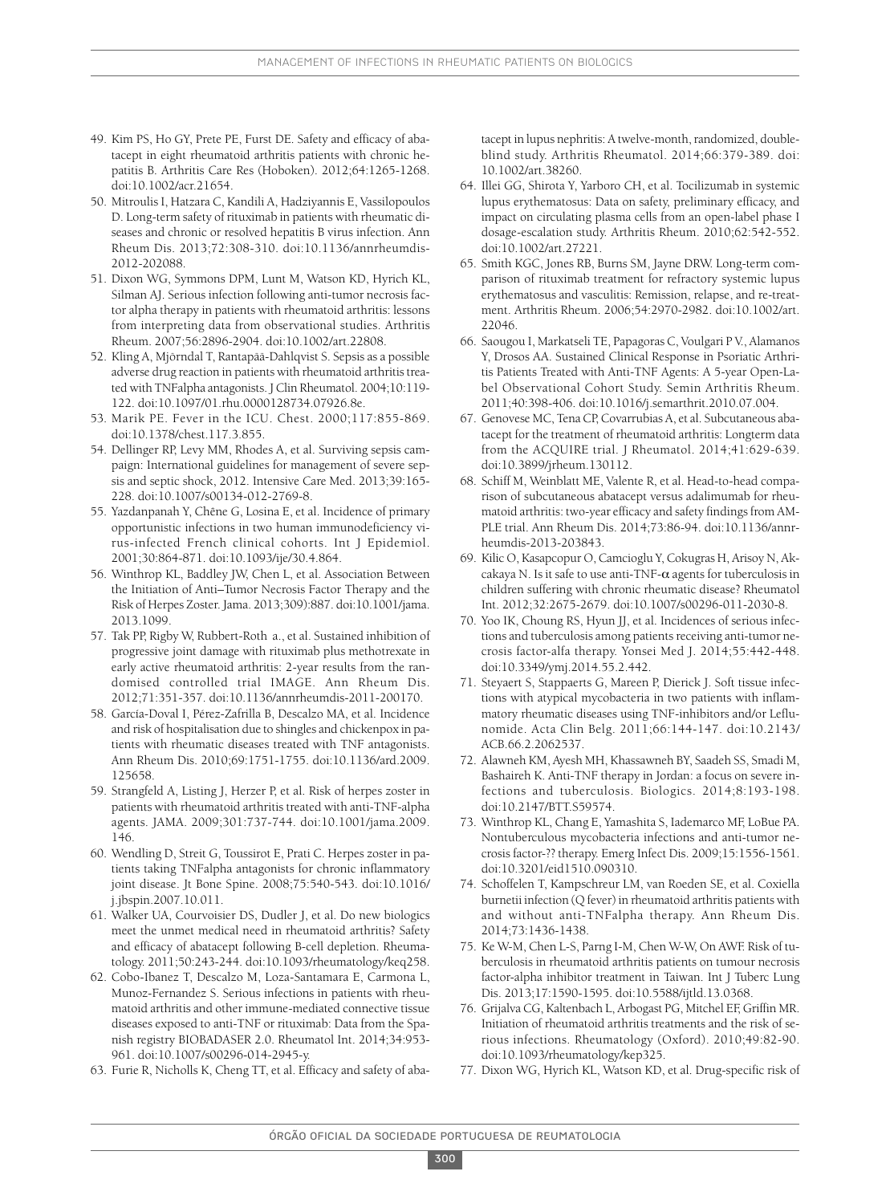49. Kim PS, Ho GY, Prete PE, Furst DE. Safety and efficacy of abatacept in eight rheumatoid arthritis patients with chronic hepatitis B. Arthritis Care Res (Hoboken). 2012;64:1265-1268. doi:10.1002/acr.21654.
50. Mitroulis I, Hatzara C, Kandili A, Hadziyannis E, Vassilopoulos D. Long-term safety of rituximab in patients with rheumatic diseases and chronic or resolved hepatitis B virus infection. Ann Rheum Dis. 2013;72:308-310. doi:10.1136/annrheumdis-2012-202088.
51. Dixon WG, Symmons DPM, Lunt M, Watson KD, Hyrich KL, Silman AJ. Serious infection following anti-tumor necrosis factor alpha therapy in patients with rheumatoid arthritis: lessons from interpreting data from observational studies. Arthritis Rheum. 2007;56:2896-2904. doi:10.1002/art.22808.
52. Kling A, Mjörndal T, Rantapää-Dahlqvist S. Sepsis as a possible adverse drug reaction in patients with rheumatoid arthritis treated with TNFalpha antagonists. J Clin Rheumatol. 2004;10:119-122. doi:10.1097/01.rhu.0000128734.07926.8e.
53. Marik PE. Fever in the ICU. Chest. 2000;117:855-869. doi:10.1378/chest.117.3.855.
54. Dellinger RP, Levy MM, Rhodes A, et al. Surviving sepsis campaign: International guidelines for management of severe sepsis and septic shock, 2012. Intensive Care Med. 2013;39:165-228. doi:10.1007/s00134-012-2769-8.
55. Yazdanpanah Y, Chêne G, Losina E, et al. Incidence of primary opportunistic infections in two human immunodeficiency virus-infected French clinical cohorts. Int J Epidemiol. 2001;30:864-871. doi:10.1093/ije/30.4.864.
56. Winthrop KL, Baddley JW, Chen L, et al. Association Between the Initiation of Anti–Tumor Necrosis Factor Therapy and the Risk of Herpes Zoster. Jama. 2013;309):887. doi:10.1001/jama.2013.1099.
57. Tak PP, Rigby W, Rubbert-Roth a., et al. Sustained inhibition of progressive joint damage with rituximab plus methotrexate in early active rheumatoid arthritis: 2-year results from the randomised controlled trial IMAGE. Ann Rheum Dis. 2012;71:351-357. doi:10.1136/annrheumdis-2011-200170.
58. García-Doval I, Pérez-Zafrilla B, Descalzo MA, et al. Incidence and risk of hospitalisation due to shingles and chickenpox in patients with rheumatic diseases treated with TNF antagonists. Ann Rheum Dis. 2010;69:1751-1755. doi:10.1136/ard.2009.125658.
59. Strangfeld A, Listing J, Herzer P, et al. Risk of herpes zoster in patients with rheumatoid arthritis treated with anti-TNF-alpha agents. JAMA. 2009;301:737-744. doi:10.1001/jama.2009.146.
60. Wendling D, Streit G, Toussirot E, Prati C. Herpes zoster in patients taking TNFalpha antagonists for chronic inflammatory joint disease. Jt Bone Spine. 2008;75:540-543. doi:10.1016/j.jbspin.2007.10.011.
61. Walker UA, Courvoisier DS, Dudler J, et al. Do new biologics meet the unmet medical need in rheumatoid arthritis? Safety and efficacy of abatacept following B-cell depletion. Rheumatology. 2011;50:243-244. doi:10.1093/rheumatology/keq258.
62. Cobo-Ibanez T, Descalzo M, Loza-Santamara E, Carmona L, Munoz-Fernandez S. Serious infections in patients with rheumatoid arthritis and other immune-mediated connective tissue diseases exposed to anti-TNF or rituximab: Data from the Spanish registry BIOBADASER 2.0. Rheumatol Int. 2014;34:953-961. doi:10.1007/s00296-014-2945-y.
63. Furie R, Nicholls K, Cheng TT, et al. Efficacy and safety of abatacept in lupus nephritis: A twelve-month, randomized, double-blind study. Arthritis Rheumatol. 2014;66:379-389. doi: 10.1002/art.38260.
64. Illei GG, Shirota Y, Yarboro CH, et al. Tocilizumab in systemic lupus erythematosus: Data on safety, preliminary efficacy, and impact on circulating plasma cells from an open-label phase I dosage-escalation study. Arthritis Rheum. 2010;62:542-552. doi:10.1002/art.27221.
65. Smith KGC, Jones RB, Burns SM, Jayne DRW. Long-term comparison of rituximab treatment for refractory systemic lupus erythematosus and vasculitis: Remission, relapse, and re-treatment. Arthritis Rheum. 2006;54:2970-2982. doi:10.1002/art.22046.
66. Saougou I, Markatseli TE, Papagoras C, Voulgari P V., Alamanos Y, Drosos AA. Sustained Clinical Response in Psoriatic Arthritis Patients Treated with Anti-TNF Agents: A 5-year Open-Label Observational Cohort Study. Semin Arthritis Rheum. 2011;40:398-406. doi:10.1016/j.semarthrit.2010.07.004.
67. Genovese MC, Tena CP, Covarrubias A, et al. Subcutaneous abatacept for the treatment of rheumatoid arthritis: Longterm data from the ACQUIRE trial. J Rheumatol. 2014;41:629-639. doi:10.3899/jrheum.130112.
68. Schiff M, Weinblatt ME, Valente R, et al. Head-to-head comparison of subcutaneous abatacept versus adalimumab for rheumatoid arthritis: two-year efficacy and safety findings from AMPLE trial. Ann Rheum Dis. 2014;73:86-94. doi:10.1136/annrheumdis-2013-203843.
69. Kilic O, Kasapcopur O, Camcioglu Y, Cokugras H, Arisoy N, Akcakaya N. Is it safe to use anti-TNF-$\alpha$ agents for tuberculosis in children suffering with chronic rheumatic disease? Rheumatol Int. 2012;32:2675-2679. doi:10.1007/s00296-011-2030-8.
70. Yoo IK, Choung RS, Hyun JJ, et al. Incidences of serious infections and tuberculosis among patients receiving anti-tumor necrosis factor-alfa therapy. Yonsei Med J. 2014;55:442-448. doi:10.3349/ymj.2014.55.2.442.
71. Steyaert S, Stappaerts G, Mareen P, Dierick J. Soft tissue infections with atypical mycobacteria in two patients with inflammatory rheumatic diseases using TNF-inhibitors and/or Leflunomide. Acta Clin Belg. 2011;66:144-147. doi:10.2143/ACB.66.2.2062537.
72. Alawneh KM, Ayesh MH, Khassawneh BY, Saadeh SS, Smadi M, Bashaireh K. Anti-TNF therapy in Jordan: a focus on severe infections and tuberculosis. Biologics. 2014;8:193-198. doi:10.2147/BTT.S59574.
73. Winthrop KL, Chang E, Yamashita S, Iademarco MF, LoBue PA. Nontuberculous mycobacteria infections and anti-tumor necrosis factor-?? therapy. Emerg Infect Dis. 2009;15:1556-1561. doi:10.3201/eid1510.090310.
74. Schoffelen T, Kampschreur LM, van Roeden SE, et al. Coxiella burnetii infection (Q fever) in rheumatoid arthritis patients with and without anti-TNFalpha therapy. Ann Rheum Dis. 2014;73:1436-1438.
75. Ke W-M, Chen L-S, Parng I-M, Chen W-W, On AWF. Risk of tuberculosis in rheumatoid arthritis patients on tumour necrosis factor-alpha inhibitor treatment in Taiwan. Int J Tuberc Lung Dis. 2013;17:1590-1595. doi:10.5588/ijtld.13.0368.
76. Grijalva CG, Kaltenbach L, Arbogast PG, Mitchel EF, Griffin MR. Initiation of rheumatoid arthritis treatments and the risk of serious infections. Rheumatology (Oxford). 2010;49:82-90. doi:10.1093/rheumatology/kep325.
77. Dixon WG, Hyrich KL, Watson KD, et al. Drug-specific risk of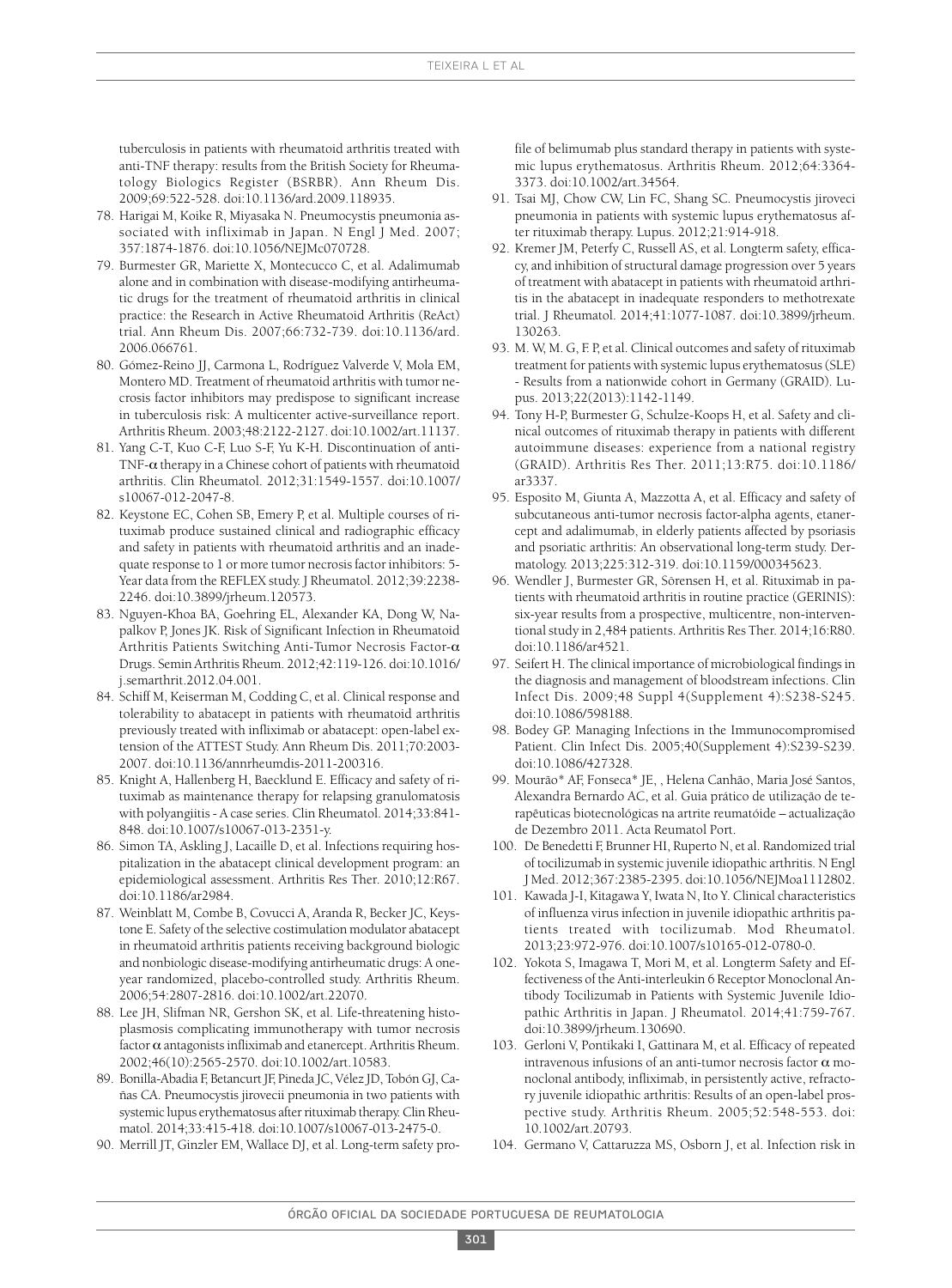tuberculosis in patients with rheumatoid arthritis treated with anti-TNF therapy: results from the British Society for Rheumatology Biologics Register (BSRBR). Ann Rheum Dis. 2009;69:522-528. doi:10.1136/ard.2009.118935.

78. Harigai M, Koike R, Miyasaka N. Pneumocystis pneumonia associated with infliximab in Japan. N Engl J Med. 2007; 357:1874-1876. doi:10.1056/NEJMc070728.
79. Burmester GR, Mariette X, Montecucco C, et al. Adalimumab alone and in combination with disease-modifying antirheumatic drugs for the treatment of rheumatoid arthritis in clinical practice: the Research in Active Rheumatoid Arthritis (ReAct) trial. Ann Rheum Dis. 2007;66:732-739. doi:10.1136/ard.2006.066761.
80. Gómez-Reino JJ, Carmona L, Rodríguez Valverde V, Mola EM, Montero MD. Treatment of rheumatoid arthritis with tumor necrosis factor inhibitors may predispose to significant increase in tuberculosis risk: A multicenter active-surveillance report. Arthritis Rheum. 2003;48:2122-2127. doi:10.1002/art.11137.
81. Yang C-T, Kuo C-F, Luo S-F, Yu K-H. Discontinuation of anti-TNF-α therapy in a Chinese cohort of patients with rheumatoid arthritis. Clin Rheumatol. 2012;31:1549-1557. doi:10.1007/s10067-012-2047-8.
82. Keystone EC, Cohen SB, Emery P, et al. Multiple courses of rituximab produce sustained clinical and radiographic efficacy and safety in patients with rheumatoid arthritis and an inadequate response to 1 or more tumor necrosis factor inhibitors: 5-Year data from the REFLEX study. J Rheumatol. 2012;39:2238-2246. doi:10.3899/jrheum.120573.
83. Nguyen-Khoa BA, Goehring EL, Alexander KA, Dong W, Napalkov P, Jones JK. Risk of Significant Infection in Rheumatoid Arthritis Patients Switching Anti-Tumor Necrosis Factor-α Drugs. Semin Arthritis Rheum. 2012;42:119-126. doi:10.1016/j.semarthrit.2012.04.001.
84. Schiff M, Keiserman M, Codding C, et al. Clinical response and tolerability to abatacept in patients with rheumatoid arthritis previously treated with infliximab or abatacept: open-label extension of the ATTEST Study. Ann Rheum Dis. 2011;70:2003-2007. doi:10.1136/annrheumdis-2011-200316.
85. Knight A, Hallenberg H, Baecklund E. Efficacy and safety of rituximab as maintenance therapy for relapsing granulomatosis with polyangiitis - A case series. Clin Rheumatol. 2014;33:841-848. doi:10.1007/s10067-013-2351-y.
86. Simon TA, Askling J, Lacaille D, et al. Infections requiring hospitalization in the abatacept clinical development program: an epidemiological assessment. Arthritis Res Ther. 2010;12:R67. doi:10.1186/ar2984.
87. Weinblatt M, Combe B, Covucci A, Aranda R, Becker JC, Keystone E. Safety of the selective costimulation modulator abatacept in rheumatoid arthritis patients receiving background biologic and nonbiologic disease-modifying antirheumatic drugs: A one-year randomized, placebo-controlled study. Arthritis Rheum. 2006;54:2807-2816. doi:10.1002/art.22070.
88. Lee JH, Slifman NR, Gershon SK, et al. Life-threatening histoplasmosis complicating immunotherapy with tumor necrosis factor α antagonists infliximab and etanercept. Arthritis Rheum. 2002;46(10):2565-2570. doi:10.1002/art.10583.
89. Bonilla-Abadia F, Betancurt JF, Pineda JC, Vélez JD, Tobón GJ, Cañas CA. Pneumocystis jirovecii pneumonia in two patients with systemic lupus erythematosus after rituximab therapy. Clin Rheumatol. 2014;33:415-418. doi:10.1007/s10067-013-2475-0.
90. Merrill JT, Ginzler EM, Wallace DJ, et al. Long-term safety profile of belimumab plus standard therapy in patients with systemic lupus erythematosus. Arthritis Rheum. 2012;64:3364-3373. doi:10.1002/art.34564.
91. Tsai MJ, Chow CW, Lin FC, Shang SC. Pneumocystis jiroveci pneumonia in patients with systemic lupus erythematosus after rituximab therapy. Lupus. 2012;21:914-918.
92. Kremer JM, Peterfy C, Russell AS, et al. Longterm safety, efficacy, and inhibition of structural damage progression over 5 years of treatment with abatacept in patients with rheumatoid arthritis in the abatacept in inadequate responders to methotrexate trial. J Rheumatol. 2014;41:1077-1087. doi:10.3899/jrheum.130263.
93. M. W, M. G, F. P, et al. Clinical outcomes and safety of rituximab treatment for patients with systemic lupus erythematosus (SLE) - Results from a nationwide cohort in Germany (GRAID). Lupus. 2013;22(2013):1142-1149.
94. Tony H-P, Burmester G, Schulze-Koops H, et al. Safety and clinical outcomes of rituximab therapy in patients with different autoimmune diseases: experience from a national registry (GRAID). Arthritis Res Ther. 2011;13:R75. doi:10.1186/ar3337.
95. Esposito M, Giunta A, Mazzotta A, et al. Efficacy and safety of subcutaneous anti-tumor necrosis factor-alpha agents, etanercept and adalimumab, in elderly patients affected by psoriasis and psoriatic arthritis: An observational long-term study. Dermatology. 2013;225:312-319. doi:10.1159/000345623.
96. Wendler J, Burmester GR, Sörensen H, et al. Rituximab in patients with rheumatoid arthritis in routine practice (GERINIS): six-year results from a prospective, multicentre, non-interventional study in 2,484 patients. Arthritis Res Ther. 2014;16:R80. doi:10.1186/ar4521.
97. Seifert H. The clinical importance of microbiological findings in the diagnosis and management of bloodstream infections. Clin Infect Dis. 2009;48 Suppl 4(Supplement 4):S238-S245. doi:10.1086/598188.
98. Bodey GP. Managing Infections in the Immunocompromised Patient. Clin Infect Dis. 2005;40(Supplement 4):S239-S239. doi:10.1086/427328.
99. Mourão* AF, Fonseca* JE, , Helena Canhão, Maria José Santos, Alexandra Bernardo AC, et al. Guia prático de utilização de terapêuticas biotecnológicas na artrite reumatóide – actualização de Dezembro 2011. Acta Reumatol Port.
100. De Benedetti F, Brunner HI, Ruperto N, et al. Randomized trial of tocilizumab in systemic juvenile idiopathic arthritis. N Engl J Med. 2012;367:2385-2395. doi:10.1056/NEJMoa1112802.
101. Kawada J-I, Kitagawa Y, Iwata N, Ito Y. Clinical characteristics of influenza virus infection in juvenile idiopathic arthritis patients treated with tocilizumab. Mod Rheumatol. 2013;23:972-976. doi:10.1007/s10165-012-0780-0.
102. Yokota S, Imagawa T, Mori M, et al. Longterm Safety and Effectiveness of the Anti-interleukin 6 Receptor Monoclonal Antibody Tocilizumab in Patients with Systemic Juvenile Idiopathic Arthritis in Japan. J Rheumatol. 2014;41:759-767. doi:10.3899/jrheum.130690.
103. Gerloni V, Pontikaki I, Gattinara M, et al. Efficacy of repeated intravenous infusions of an anti-tumor necrosis factor α monoclonal antibody, infliximab, in persistently active, refractory juvenile idiopathic arthritis: Results of an open-label prospective study. Arthritis Rheum. 2005;52:548-553. doi: 10.1002/art.20793.
104. Germano V, Cattaruzza MS, Osborn J, et al. Infection risk in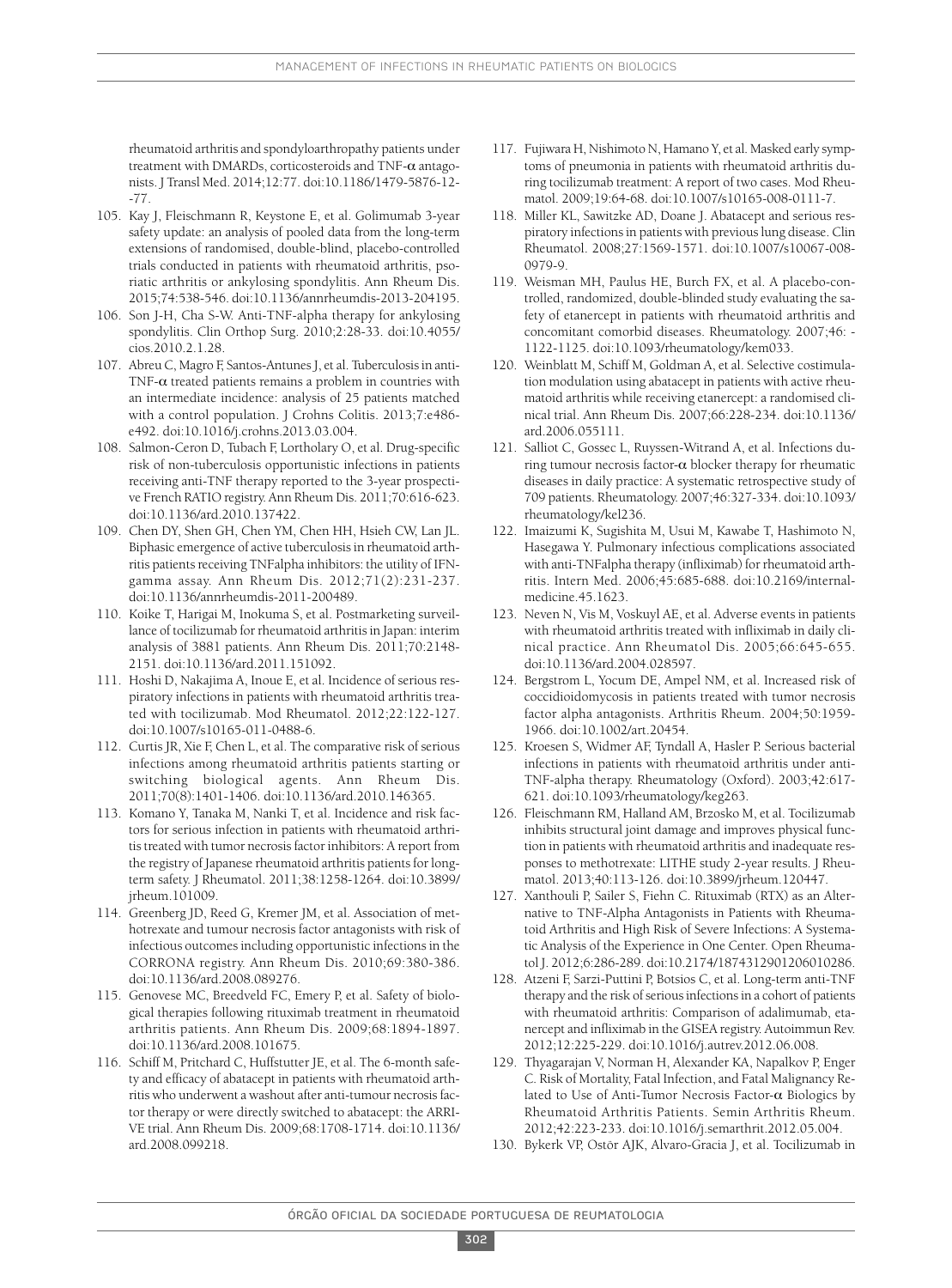rheumatoid arthritis and spondyloarthropathy patients under treatment with DMARDs, corticosteroids and TNF-α antagonists. J Transl Med. 2014;12:77. doi:10.1186/1479-5876-12--77.

105. Kay J, Fleischmann R, Keystone E, et al. Golimumab 3-year safety update: an analysis of pooled data from the long-term extensions of randomised, double-blind, placebo-controlled trials conducted in patients with rheumatoid arthritis, psoriatic arthritis or ankylosing spondylitis. Ann Rheum Dis. 2015;74:538-546. doi:10.1136/annrheumdis-2013-204195.
106. Son J-H, Cha S-W. Anti-TNF-alpha therapy for ankylosing spondylitis. Clin Orthop Surg. 2010;2:28-33. doi:10.4055/cios.2010.2.1.28.
107. Abreu C, Magro F, Santos-Antunes J, et al. Tuberculosis in anti-TNF-α treated patients remains a problem in countries with an intermediate incidence: analysis of 25 patients matched with a control population. J Crohns Colitis. 2013;7:e486-e492. doi:10.1016/j.crohns.2013.03.004.
108. Salmon-Ceron D, Tubach F, Lortholary O, et al. Drug-specific risk of non-tuberculosis opportunistic infections in patients receiving anti-TNF therapy reported to the 3-year prospective French RATIO registry. Ann Rheum Dis. 2011;70:616-623. doi:10.1136/ard.2010.137422.
109. Chen DY, Shen GH, Chen YM, Chen HH, Hsieh CW, Lan JL. Biphasic emergence of active tuberculosis in rheumatoid arthritis patients receiving TNFalpha inhibitors: the utility of IFN-gamma assay. Ann Rheum Dis. 2012;71(2):231-237. doi:10.1136/annrheumdis-2011-200489.
110. Koike T, Harigai M, Inokuma S, et al. Postmarketing surveillance of tocilizumab for rheumatoid arthritis in Japan: interim analysis of 3881 patients. Ann Rheum Dis. 2011;70:2148-2151. doi:10.1136/ard.2011.151092.
111. Hoshi D, Nakajima A, Inoue E, et al. Incidence of serious respiratory infections in patients with rheumatoid arthritis treated with tocilizumab. Mod Rheumatol. 2012;22:122-127. doi:10.1007/s10165-011-0488-6.
112. Curtis JR, Xie F, Chen L, et al. The comparative risk of serious infections among rheumatoid arthritis patients starting or switching biological agents. Ann Rheum Dis. 2011;70(8):1401-1406. doi:10.1136/ard.2010.146365.
113. Komano Y, Tanaka M, Nanki T, et al. Incidence and risk factors for serious infection in patients with rheumatoid arthritis treated with tumor necrosis factor inhibitors: A report from the registry of Japanese rheumatoid arthritis patients for long-term safety. J Rheumatol. 2011;38:1258-1264. doi:10.3899/jrheum.101009.
114. Greenberg JD, Reed G, Kremer JM, et al. Association of methotrexate and tumour necrosis factor antagonists with risk of infectious outcomes including opportunistic infections in the CORRONA registry. Ann Rheum Dis. 2010;69:380-386. doi:10.1136/ard.2008.089276.
115. Genovese MC, Breedveld FC, Emery P, et al. Safety of biological therapies following rituximab treatment in rheumatoid arthritis patients. Ann Rheum Dis. 2009;68:1894-1897. doi:10.1136/ard.2008.101675.
116. Schiff M, Pritchard C, Huffstutter JE, et al. The 6-month safety and efficacy of abatacept in patients with rheumatoid arthritis who underwent a washout after anti-tumour necrosis factor therapy or were directly switched to abatacept: the ARRIVE trial. Ann Rheum Dis. 2009;68:1708-1714. doi:10.1136/ard.2008.099218.
117. Fujiwara H, Nishimoto N, Hamano Y, et al. Masked early symptoms of pneumonia in patients with rheumatoid arthritis during tocilizumab treatment: A report of two cases. Mod Rheumatol. 2009;19:64-68. doi:10.1007/s10165-008-0111-7.
118. Miller KL, Sawitzke AD, Doane J. Abatacept and serious respiratory infections in patients with previous lung disease. Clin Rheumatol. 2008;27:1569-1571. doi:10.1007/s10067-008-0979-9.
119. Weisman MH, Paulus HE, Burch FX, et al. A placebo-controlled, randomized, double-blinded study evaluating the safety of etanercept in patients with rheumatoid arthritis and concomitant comorbid diseases. Rheumatology. 2007;46: -1122-1125. doi:10.1093/rheumatology/kem033.
120. Weinblatt M, Schiff M, Goldman A, et al. Selective costimulation modulation using abatacept in patients with active rheumatoid arthritis while receiving etanercept: a randomised clinical trial. Ann Rheum Dis. 2007;66:228-234. doi:10.1136/ard.2006.055111.
121. Salliot C, Gossec L, Ruyssen-Witrand A, et al. Infections during tumour necrosis factor-α blocker therapy for rheumatic diseases in daily practice: A systematic retrospective study of 709 patients. Rheumatology. 2007;46:327-334. doi:10.1093/rheumatology/kel236.
122. Imaizumi K, Sugishita M, Usui M, Kawabe T, Hashimoto N, Hasegawa Y. Pulmonary infectious complications associated with anti-TNFalpha therapy (infliximab) for rheumatoid arthritis. Intern Med. 2006;45:685-688. doi:10.2169/internalmedicine.45.1623.
123. Neven N, Vis M, Voskuyl AE, et al. Adverse events in patients with rheumatoid arthritis treated with infliximab in daily clinical practice. Ann Rheumatol Dis. 2005;66:645-655. doi:10.1136/ard.2004.028597.
124. Bergstrom L, Yocum DE, Ampel NM, et al. Increased risk of coccidioidomycosis in patients treated with tumor necrosis factor alpha antagonists. Arthritis Rheum. 2004;50:1959-1966. doi:10.1002/art.20454.
125. Kroesen S, Widmer AF, Tyndall A, Hasler P. Serious bacterial infections in patients with rheumatoid arthritis under anti-TNF-alpha therapy. Rheumatology (Oxford). 2003;42:617-621. doi:10.1093/rheumatology/keg263.
126. Fleischmann RM, Halland AM, Brzosko M, et al. Tocilizumab inhibits structural joint damage and improves physical function in patients with rheumatoid arthritis and inadequate responses to methotrexate: LITHE study 2-year results. J Rheumatol. 2013;40:113-126. doi:10.3899/jrheum.120447.
127. Xanthouli P, Sailer S, Fiehn C. Rituximab (RTX) as an Alternative to TNF-Alpha Antagonists in Patients with Rheumatoid Arthritis and High Risk of Severe Infections: A Systematic Analysis of the Experience in One Center. Open Rheumatol J. 2012;6:286-289. doi:10.2174/1874312901206010286.
128. Atzeni F, Sarzi-Puttini P, Botsios C, et al. Long-term anti-TNF therapy and the risk of serious infections in a cohort of patients with rheumatoid arthritis: Comparison of adalimumab, etanercept and infliximab in the GISEA registry. Autoimmun Rev. 2012;12:225-229. doi:10.1016/j.autrev.2012.06.008.
129. Thyagarajan V, Norman H, Alexander KA, Napalkov P, Enger C. Risk of Mortality, Fatal Infection, and Fatal Malignancy Related to Use of Anti-Tumor Necrosis Factor-α Biologics by Rheumatoid Arthritis Patients. Semin Arthritis Rheum. 2012;42:223-233. doi:10.1016/j.semarthrit.2012.05.004.
130. Bykerk VP, Ostör AJK, Alvaro-Gracia J, et al. Tocilizumab in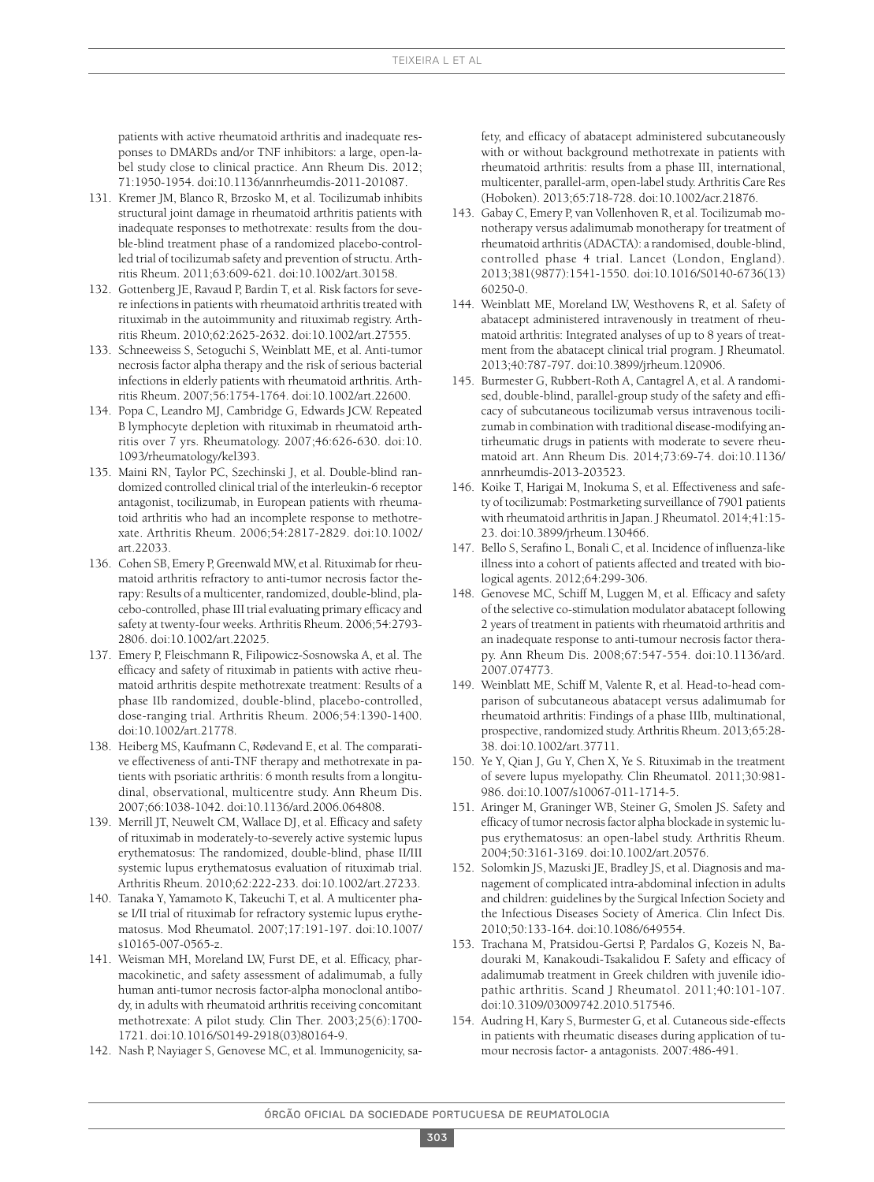patients with active rheumatoid arthritis and inadequate responses to DMARDs and/or TNF inhibitors: a large, open-label study close to clinical practice. Ann Rheum Dis. 2012; 71:1950-1954. doi:10.1136/annrheumdis-2011-201087.

131. Kremer JM, Blanco R, Brzosko M, et al. Tocilizumab inhibits structural joint damage in rheumatoid arthritis patients with inadequate responses to methotrexate: results from the double-blind treatment phase of a randomized placebo-controlled trial of tocilizumab safety and prevention of structu. Arthritis Rheum. 2011;63:609-621. doi:10.1002/art.30158.
132. Gottenberg JE, Ravaud P, Bardin T, et al. Risk factors for severe infections in patients with rheumatoid arthritis treated with rituximab in the autoimmunity and rituximab registry. Arthritis Rheum. 2010;62:2625-2632. doi:10.1002/art.27555.
133. Schneeweiss S, Setoguchi S, Weinblatt ME, et al. Anti-tumor necrosis factor alpha therapy and the risk of serious bacterial infections in elderly patients with rheumatoid arthritis. Arthritis Rheum. 2007;56:1754-1764. doi:10.1002/art.22600.
134. Popa C, Leandro MJ, Cambridge G, Edwards JCW. Repeated B lymphocyte depletion with rituximab in rheumatoid arthritis over 7 yrs. Rheumatology. 2007;46:626-630. doi:10.1093/rheumatology/kel393.
135. Maini RN, Taylor PC, Szechinski J, et al. Double-blind randomized controlled clinical trial of the interleukin-6 receptor antagonist, tocilizumab, in European patients with rheumatoid arthritis who had an incomplete response to methotrexate. Arthritis Rheum. 2006;54:2817-2829. doi:10.1002/art.22033.
136. Cohen SB, Emery P, Greenwald MW, et al. Rituximab for rheumatoid arthritis refractory to anti-tumor necrosis factor therapy: Results of a multicenter, randomized, double-blind, placebo-controlled, phase III trial evaluating primary efficacy and safety at twenty-four weeks. Arthritis Rheum. 2006;54:2793-2806. doi:10.1002/art.22025.
137. Emery P, Fleischmann R, Filipowicz-Sosnowska A, et al. The efficacy and safety of rituximab in patients with active rheumatoid arthritis despite methotrexate treatment: Results of a phase IIb randomized, double-blind, placebo-controlled, dose-ranging trial. Arthritis Rheum. 2006;54:1390-1400. doi:10.1002/art.21778.
138. Heiberg MS, Kaufmann C, Rødevand E, et al. The comparative effectiveness of anti-TNF therapy and methotrexate in patients with psoriatic arthritis: 6 month results from a longitudinal, observational, multicentre study. Ann Rheum Dis. 2007;66:1038-1042. doi:10.1136/ard.2006.064808.
139. Merrill JT, Neuwelt CM, Wallace DJ, et al. Efficacy and safety of rituximab in moderately-to-severely active systemic lupus erythematosus: The randomized, double-blind, phase II/III systemic lupus erythematosus evaluation of rituximab trial. Arthritis Rheum. 2010;62:222-233. doi:10.1002/art.27233.
140. Tanaka Y, Yamamoto K, Takeuchi T, et al. A multicenter phase I/II trial of rituximab for refractory systemic lupus erythematosus. Mod Rheumatol. 2007;17:191-197. doi:10.1007/s10165-007-0565-z.
141. Weisman MH, Moreland LW, Furst DE, et al. Efficacy, pharmacokinetic, and safety assessment of adalimumab, a fully human anti-tumor necrosis factor-alpha monoclonal antibody, in adults with rheumatoid arthritis receiving concomitant methotrexate: A pilot study. Clin Ther. 2003;25(6):1700-1721. doi:10.1016/S0149-2918(03)80164-9.
142. Nash P, Nayiager S, Genovese MC, et al. Immunogenicity, safety, and efficacy of abatacept administered subcutaneously with or without background methotrexate in patients with rheumatoid arthritis: results from a phase III, international, multicenter, parallel-arm, open-label study. Arthritis Care Res (Hoboken). 2013;65:718-728. doi:10.1002/acr.21876.
143. Gabay C, Emery P, van Vollenhoven R, et al. Tocilizumab monotherapy versus adalimumab monotherapy for treatment of rheumatoid arthritis (ADACTA): a randomised, double-blind, controlled phase 4 trial. Lancet (London, England). 2013;381(9877):1541-1550. doi:10.1016/S0140-6736(13)60250-0.
144. Weinblatt ME, Moreland LW, Westhovens R, et al. Safety of abatacept administered intravenously in treatment of rheumatoid arthritis: Integrated analyses of up to 8 years of treatment from the abatacept clinical trial program. J Rheumatol. 2013;40:787-797. doi:10.3899/jrheum.120906.
145. Burmester G, Rubbert-Roth A, Cantagrel A, et al. A randomised, double-blind, parallel-group study of the safety and efficacy of subcutaneous tocilizumab versus intravenous tocilizumab in combination with traditional disease-modifying antirheumatic drugs in patients with moderate to severe rheumatoid art. Ann Rheum Dis. 2014;73:69-74. doi:10.1136/annrheumdis-2013-203523.
146. Koike T, Harigai M, Inokuma S, et al. Effectiveness and safety of tocilizumab: Postmarketing surveillance of 7901 patients with rheumatoid arthritis in Japan. J Rheumatol. 2014;41:15-23. doi:10.3899/jrheum.130466.
147. Bello S, Serafino L, Bonali C, et al. Incidence of influenza-like illness into a cohort of patients affected and treated with biological agents. 2012;64:299-306.
148. Genovese MC, Schiff M, Luggen M, et al. Efficacy and safety of the selective co-stimulation modulator abatacept following 2 years of treatment in patients with rheumatoid arthritis and an inadequate response to anti-tumour necrosis factor therapy. Ann Rheum Dis. 2008;67:547-554. doi:10.1136/ard.2007.074773.
149. Weinblatt ME, Schiff M, Valente R, et al. Head-to-head comparison of subcutaneous abatacept versus adalimumab for rheumatoid arthritis: Findings of a phase IIIb, multinational, prospective, randomized study. Arthritis Rheum. 2013;65:28-38. doi:10.1002/art.37711.
150. Ye Y, Qian J, Gu Y, Chen X, Ye S. Rituximab in the treatment of severe lupus myelopathy. Clin Rheumatol. 2011;30:981-986. doi:10.1007/s10067-011-1714-5.
151. Aringer M, Graninger WB, Steiner G, Smolen JS. Safety and efficacy of tumor necrosis factor alpha blockade in systemic lupus erythematosus: an open-label study. Arthritis Rheum. 2004;50:3161-3169. doi:10.1002/art.20576.
152. Solomkin JS, Mazuski JE, Bradley JS, et al. Diagnosis and management of complicated intra-abdominal infection in adults and children: guidelines by the Surgical Infection Society and the Infectious Diseases Society of America. Clin Infect Dis. 2010;50:133-164. doi:10.1086/649554.
153. Trachana M, Pratsidou-Gertsi P, Pardalos G, Kozeis N, Badouraki M, Kanakoudi-Tsakalidou F. Safety and efficacy of adalimumab treatment in Greek children with juvenile idiopathic arthritis. Scand J Rheumatol. 2011;40:101-107. doi:10.3109/03009742.2010.517546.
154. Audring H, Kary S, Burmester G, et al. Cutaneous side-effects in patients with rheumatic diseases during application of tumour necrosis factor- a antagonists. 2007:486-491.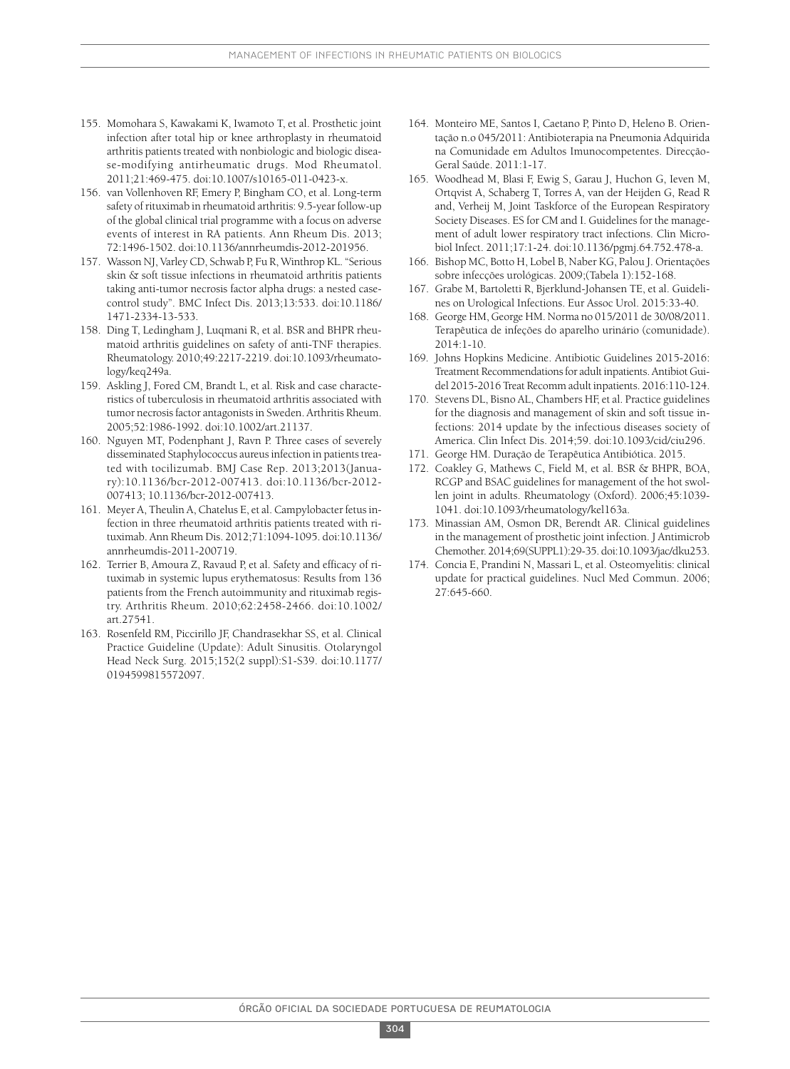155. Momohara S, Kawakami K, Iwamoto T, et al. Prosthetic joint infection after total hip or knee arthroplasty in rheumatoid arthritis patients treated with nonbiologic and biologic disease-modifying antirheumatic drugs. Mod Rheumatol. 2011;21:469-475. doi:10.1007/s10165-011-0423-x.
156. van Vollenhoven RF, Emery P, Bingham CO, et al. Long-term safety of rituximab in rheumatoid arthritis: 9.5-year follow-up of the global clinical trial programme with a focus on adverse events of interest in RA patients. Ann Rheum Dis. 2013; 72:1496-1502. doi:10.1136/annrheumdis-2012-201956.
157. Wasson NJ, Varley CD, Schwab P, Fu R, Winthrop KL. "Serious skin & soft tissue infections in rheumatoid arthritis patients taking anti-tumor necrosis factor alpha drugs: a nested case-control study". BMC Infect Dis. 2013;13:533. doi:10.1186/1471-2334-13-533.
158. Ding T, Ledingham J, Luqmani R, et al. BSR and BHPR rheumatoid arthritis guidelines on safety of anti-TNF therapies. Rheumatology. 2010;49:2217-2219. doi:10.1093/rheumatology/keq249a.
159. Askling J, Fored CM, Brandt L, et al. Risk and case characteristics of tuberculosis in rheumatoid arthritis associated with tumor necrosis factor antagonists in Sweden. Arthritis Rheum. 2005;52:1986-1992. doi:10.1002/art.21137.
160. Nguyen MT, Podenphant J, Ravn P. Three cases of severely disseminated Staphylococcus aureus infection in patients treated with tocilizumab. BMJ Case Rep. 2013;2013(January):10.1136/bcr-2012-007413. doi:10.1136/bcr-2012-007413; 10.1136/bcr-2012-007413.
161. Meyer A, Theulin A, Chatelus E, et al. Campylobacter fetus infection in three rheumatoid arthritis patients treated with rituximab. Ann Rheum Dis. 2012;71:1094-1095. doi:10.1136/annrheumdis-2011-200719.
162. Terrier B, Amoura Z, Ravaud P, et al. Safety and efficacy of rituximab in systemic lupus erythematosus: Results from 136 patients from the French autoimmunity and rituximab registry. Arthritis Rheum. 2010;62:2458-2466. doi:10.1002/art.27541.
163. Rosenfeld RM, Piccirillo JF, Chandrasekhar SS, et al. Clinical Practice Guideline (Update): Adult Sinusitis. Otolaryngol Head Neck Surg. 2015;152(2 suppl):S1-S39. doi:10.1177/0194599815572097.
164. Monteiro ME, Santos I, Caetano P, Pinto D, Heleno B. Orientação n.o 045/2011: Antibioterapia na Pneumonia Adquirida na Comunidade em Adultos Imunocompetentes. Direcção-Geral Saúde. 2011:1-17.
165. Woodhead M, Blasi F, Ewig S, Garau J, Huchon G, Ieven M, Ortqvist A, Schaberg T, Torres A, van der Heijden G, Read R and, Verheij M, Joint Taskforce of the European Respiratory Society Diseases. ES for CM and I. Guidelines for the management of adult lower respiratory tract infections. Clin Microbiol Infect. 2011;17:1-24. doi:10.1136/pgmj.64.752.478-a.
166. Bishop MC, Botto H, Lobel B, Naber KG, Palou J. Orientações sobre infecções urológicas. 2009;(Tabela 1):152-168.
167. Grabe M, Bartoletti R, Bjerklund-Johansen TE, et al. Guidelines on Urological Infections. Eur Assoc Urol. 2015:33-40.
168. George HM, George HM. Norma no 015/2011 de 30/08/2011. Terapêutica de infeções do aparelho urinário (comunidade). 2014:1-10.
169. Johns Hopkins Medicine. Antibiotic Guidelines 2015-2016: Treatment Recommendations for adult inpatients. Antibiot Guidel 2015-2016 Treat Recomm adult inpatients. 2016:110-124.
170. Stevens DL, Bisno AL, Chambers HF, et al. Practice guidelines for the diagnosis and management of skin and soft tissue infections: 2014 update by the infectious diseases society of America. Clin Infect Dis. 2014;59. doi:10.1093/cid/ciu296.
171. George HM. Duração de Terapêutica Antibiótica. 2015.
172. Coakley G, Mathews C, Field M, et al. BSR & BHPR, BOA, RCGP and BSAC guidelines for management of the hot swollen joint in adults. Rheumatology (Oxford). 2006;45:1039-1041. doi:10.1093/rheumatology/kel163a.
173. Minassian AM, Osmon DR, Berendt AR. Clinical guidelines in the management of prosthetic joint infection. J Antimicrob Chemother. 2014;69(SUPPL1):29-35. doi:10.1093/jac/dku253.
174. Concia E, Prandini N, Massari L, et al. Osteomyelitis: clinical update for practical guidelines. Nucl Med Commun. 2006; 27:645-660.